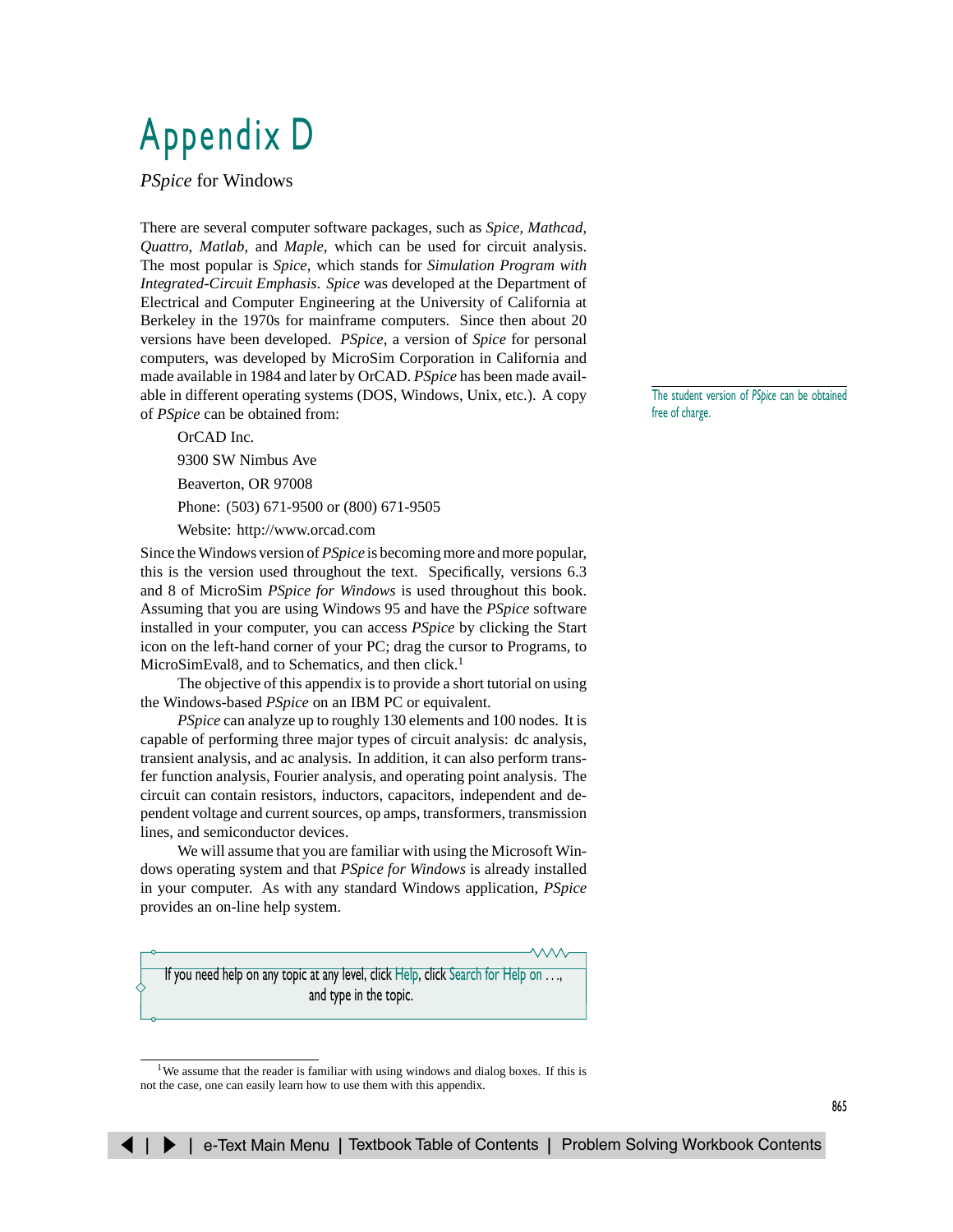# Appendix D

*PSpice* for Windows

There are several computer software packages, such as *Spice*, *Mathcad*, *Quattro*, *Matlab*, and *Maple*, which can be used for circuit analysis. The most popular is *Spice*, which stands for *Simulation Program with Integrated-Circuit Emphasis*. *Spice* was developed at the Department of Electrical and Computer Engineering at the University of California at Berkeley in the 1970s for mainframe computers. Since then about 20 versions have been developed. *PSpice*, a version of *Spice* for personal computers, was developed by MicroSim Corporation in California and made available in 1984 and later by OrCAD. *PSpice* has been made available in different operating systems (DOS, Windows, Unix, etc.). A copy of *PSpice* can be obtained from:

The student version of *PSpice* can be obtained free of charge.

OrCAD Inc.

9300 SW Nimbus Ave

Beaverton, OR 97008

Phone: (503) 671-9500 or (800) 671-9505

Website: http://www.orcad.com

Since the Windows version of *PSpice* is becoming more and more popular, this is the version used throughout the text. Specifically, versions 6.3 and 8 of MicroSim *PSpice for Windows* is used throughout this book. Assuming that you are using Windows 95 and have the *PSpice* software installed in your computer, you can access *PSpice* by clicking the Start icon on the left-hand corner of your PC; drag the cursor to Programs, to MicroSimEval8, and to Schematics, and then click.[1]

The objective of this appendix is to provide a short tutorial on using the Windows-based *PSpice* on an IBM PC or equivalent.

*PSpice* can analyze up to roughly 130 elements and 100 nodes. It is capable of performing three major types of circuit analysis: dc analysis, transient analysis, and ac analysis. In addition, it can also perform transfer function analysis, Fourier analysis, and operating point analysis. The circuit can contain resistors, inductors, capacitors, independent and dependent voltage and current sources, op amps, transformers, transmission lines, and semiconductor devices.

We will assume that you are familiar with using the Microsoft Windows operating system and that *PSpice for Windows* is already installed in your computer. As with any standard Windows application, *PSpice* provides an on-line help system.

> If you need help on any topic at any level, click Help, click Search for Help on . . ., and type in the topic.

[1] We assume that the reader is familiar with using windows and dialog boxes. If this is not the case, one can easily learn how to use them with this appendix.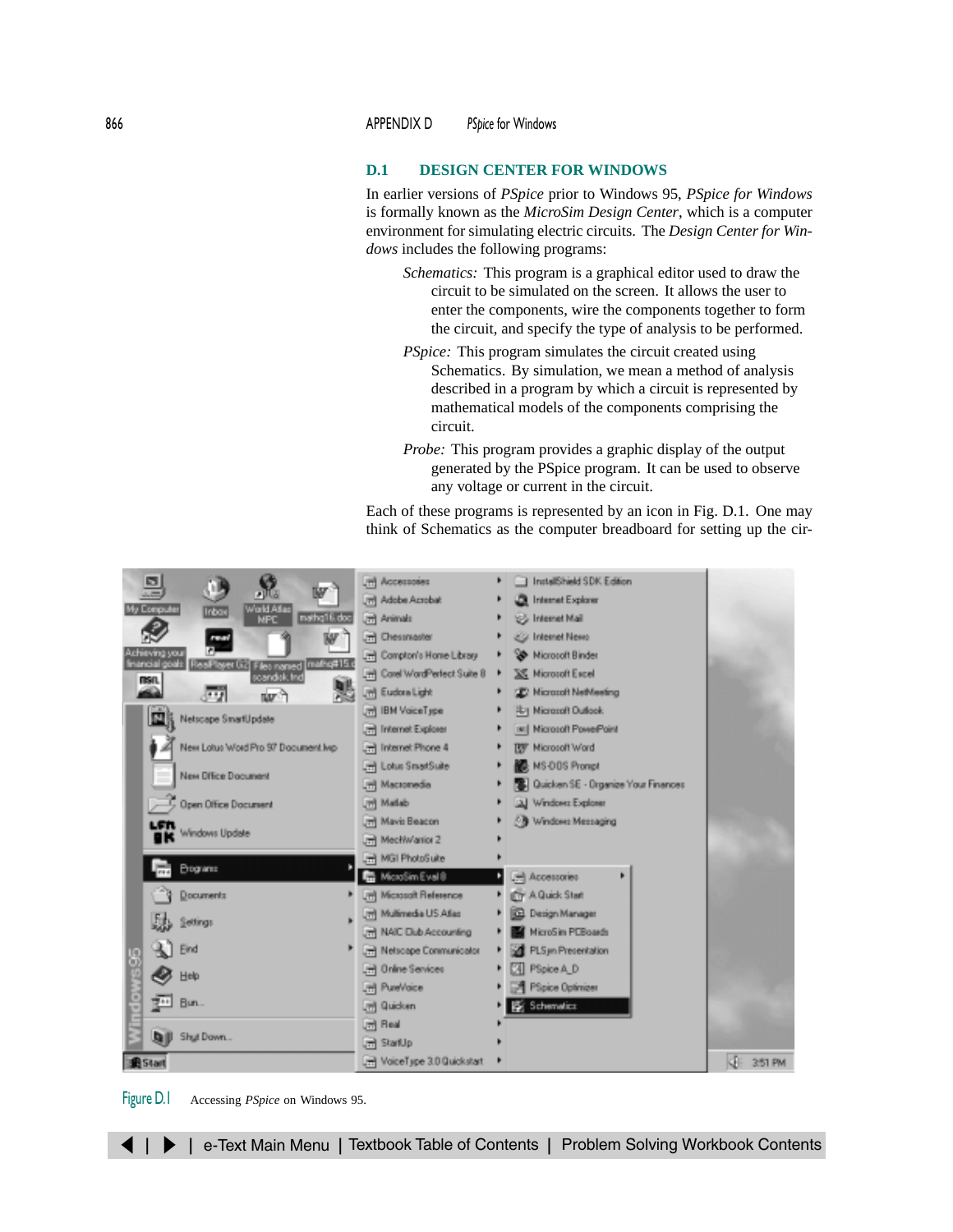## D.1 DESIGN CENTER FOR WINDOWS

In earlier versions of *PSpice* prior to Windows 95, *PSpice for Windows* is formally known as the *MicroSim Design Center*, which is a computer environment for simulating electric circuits. The *Design Center for Windows* includes the following programs:

*Schematics:* This program is a graphical editor used to draw the circuit to be simulated on the screen. It allows the user to enter the components, wire the components together to form the circuit, and specify the type of analysis to be performed.

*PSpice:* This program simulates the circuit created using Schematics. By simulation, we mean a method of analysis described in a program by which a circuit is represented by mathematical models of the components comprising the circuit.

*Probe:* This program provides a graphic display of the output generated by the PSpice program. It can be used to observe any voltage or current in the circuit.

Each of these programs is represented by an icon in Fig. D.1. One may think of Schematics as the computer breadboard for setting up the cir-

Figure D.1 Accessing *PSpice* on Windows 95.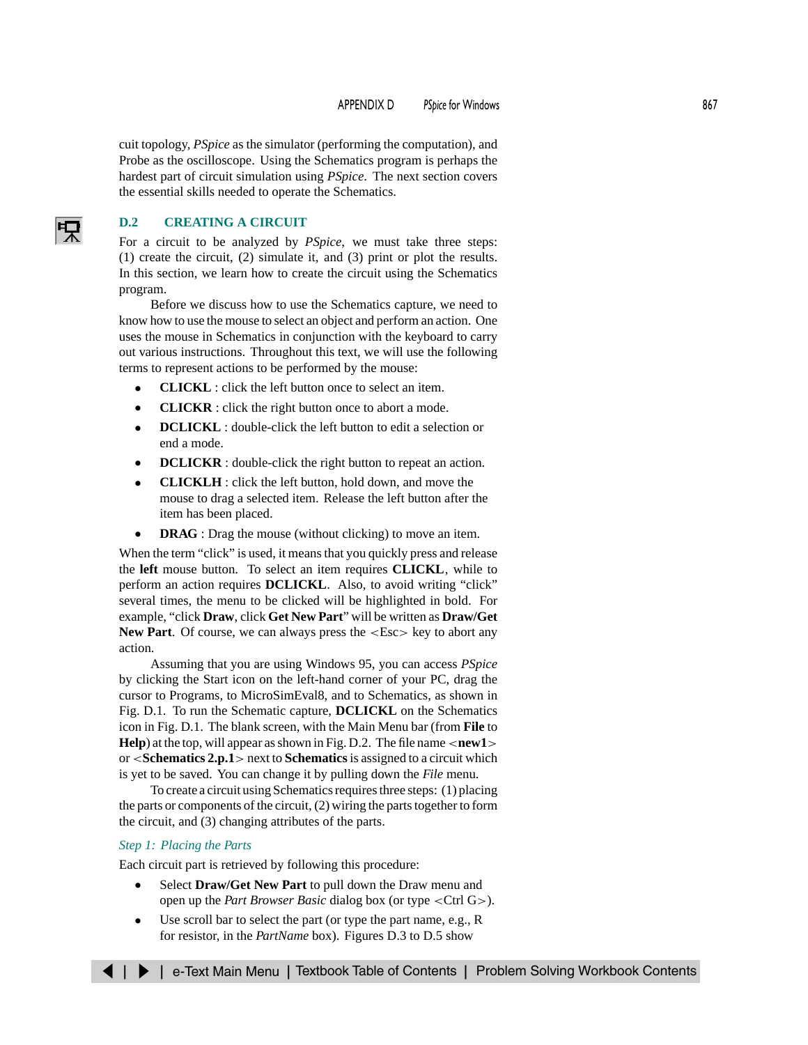cuit topology, *PSpice* as the simulator (performing the computation), and Probe as the oscilloscope. Using the Schematics program is perhaps the hardest part of circuit simulation using *PSpice*. The next section covers the essential skills needed to operate the Schematics.

## D.2 CREATING A CIRCUIT

For a circuit to be analyzed by *PSpice*, we must take three steps: (1) create the circuit, (2) simulate it, and (3) print or plot the results. In this section, we learn how to create the circuit using the Schematics program.

Before we discuss how to use the Schematics capture, we need to know how to use the mouse to select an object and perform an action. One uses the mouse in Schematics in conjunction with the keyboard to carry out various instructions. Throughout this text, we will use the following terms to represent actions to be performed by the mouse:

- **CLICKL** : click the left button once to select an item.
- **CLICKR** : click the right button once to abort a mode.
- **DCLICKL** : double-click the left button to edit a selection or end a mode.
- **DCLICKR** : double-click the right button to repeat an action.
- **CLICKLH** : click the left button, hold down, and move the mouse to drag a selected item. Release the left button after the item has been placed.
- **DRAG** : Drag the mouse (without clicking) to move an item.

When the term "click" is used, it means that you quickly press and release the **left** mouse button. To select an item requires **CLICKL**, while to perform an action requires **DCLICKL**. Also, to avoid writing "click" several times, the menu to be clicked will be highlighted in bold. For example, "click **Draw**, click **Get New Part**" will be written as **Draw/Get New Part**. Of course, we can always press the <Esc> key to abort any action.

Assuming that you are using Windows 95, you can access *PSpice* by clicking the Start icon on the left-hand corner of your PC, drag the cursor to Programs, to MicroSimEval8, and to Schematics, as shown in Fig. D.1. To run the Schematic capture, **DCLICKL** on the Schematics icon in Fig. D.1. The blank screen, with the Main Menu bar (from **File** to **Help**) at the top, will appear as shown in Fig. D.2. The file name <**new1**> or <**Schematics 2.p.1**> next to **Schematics** is assigned to a circuit which is yet to be saved. You can change it by pulling down the *File* menu.

To create a circuit using Schematics requires three steps: (1) placing the parts or components of the circuit, (2) wiring the parts together to form the circuit, and (3) changing attributes of the parts.

### *Step 1: Placing the Parts*

Each circuit part is retrieved by following this procedure:

- Select **Draw/Get New Part** to pull down the Draw menu and open up the *Part Browser Basic* dialog box (or type <Ctrl G>).
- Use scroll bar to select the part (or type the part name, e.g., R for resistor, in the *PartName* box). Figures D.3 to D.5 show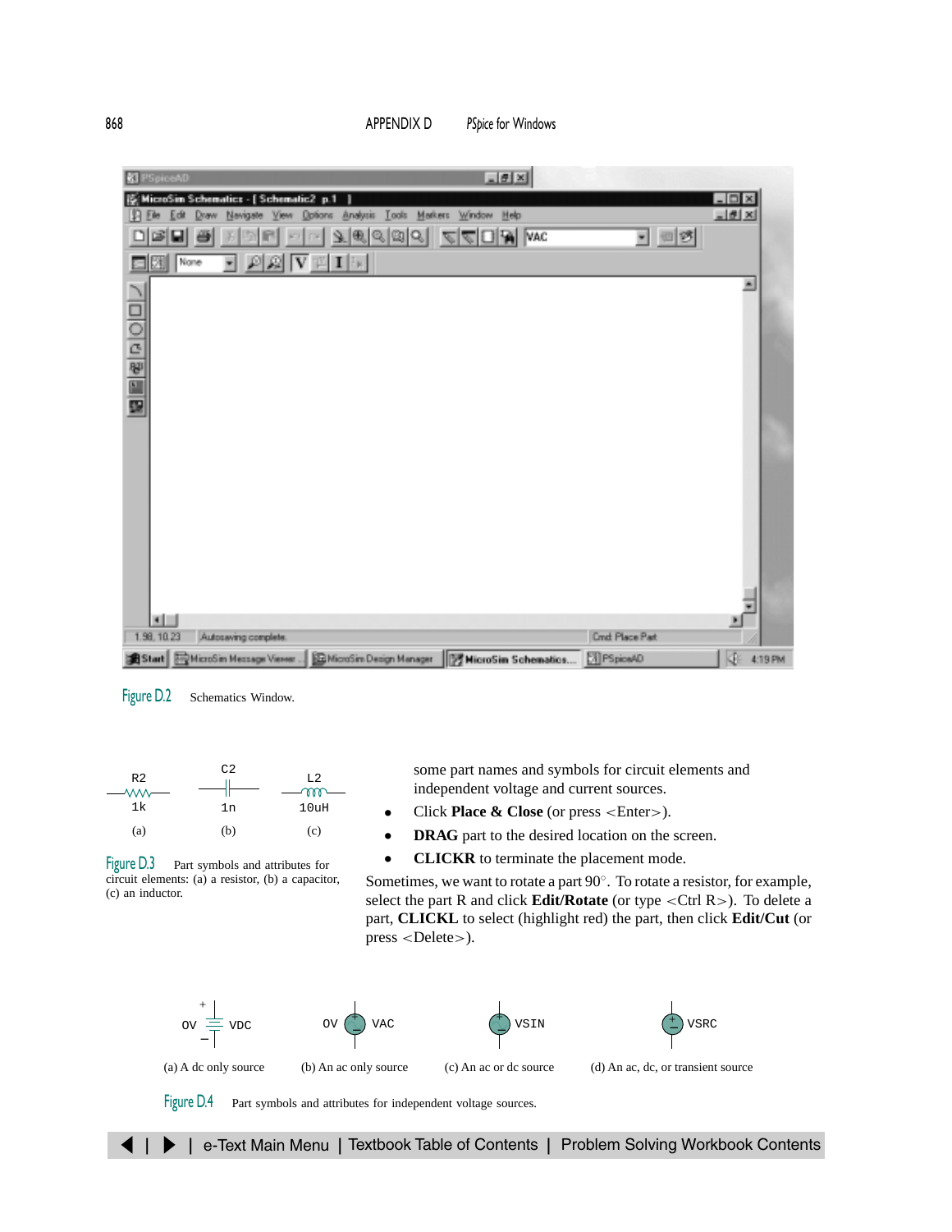Figure D.2 Schematics Window.

Figure D.3 Part symbols and attributes for circuit elements: (a) a resistor, (b) a capacitor, (c) an inductor.

some part names and symbols for circuit elements and independent voltage and current sources.

- Click **Place & Close** (or press <Enter>).
- **DRAG** part to the desired location on the screen.
- **CLICKR** to terminate the placement mode.

Sometimes, we want to rotate a part 90°. To rotate a resistor, for example, select the part R and click **Edit/Rotate** (or type <Ctrl R>). To delete a part, **CLICKL** to select (highlight red) the part, then click **Edit/Cut** (or press <Delete>).

Figure D.4 Part symbols and attributes for independent voltage sources: (a) A dc only source, (b) An ac only source, (c) An ac or dc source, (d) An ac, dc, or transient source.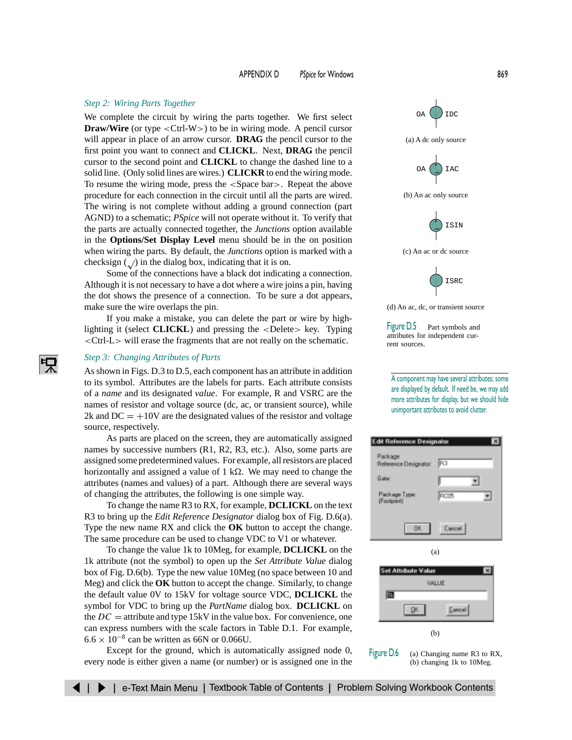*Step 2: Wiring Parts Together*

We complete the circuit by wiring the parts together. We first select **Draw/Wire** (or type <Ctrl-W>) to be in wiring mode. A pencil cursor will appear in place of an arrow cursor. **DRAG** the pencil cursor to the first point you want to connect and **CLICKL**. Next, **DRAG** the pencil cursor to the second point and **CLICKL** to change the dashed line to a solid line. (Only solid lines are wires.) **CLICKR** to end the wiring mode. To resume the wiring mode, press the <Space bar>. Repeat the above procedure for each connection in the circuit until all the parts are wired. The wiring is not complete without adding a ground connection (part AGND) to a schematic; *PSpice* will not operate without it. To verify that the parts are actually connected together, the *Junctions* option available in the **Options/Set Display Level** menu should be in the on position when wiring the parts. By default, the *Junctions* option is marked with a checksign (√) in the dialog box, indicating that it is on.

Some of the connections have a black dot indicating a connection. Although it is not necessary to have a dot where a wire joins a pin, having the dot shows the presence of a connection. To be sure a dot appears, make sure the wire overlaps the pin.

If you make a mistake, you can delete the part or wire by highlighting it (select **CLICKL**) and pressing the <Delete> key. Typing <Ctrl-L> will erase the fragments that are not really on the schematic.

*Step 3: Changing Attributes of Parts*

As shown in Figs. D.3 to D.5, each component has an attribute in addition to its symbol. Attributes are the labels for parts. Each attribute consists of a *name* and its designated *value*. For example, R and VSRC are the names of resistor and voltage source (dc, ac, or transient source), while 2k and DC = +10V are the designated values of the resistor and voltage source, respectively.

As parts are placed on the screen, they are automatically assigned names by successive numbers (R1, R2, R3, etc.). Also, some parts are assigned some predetermined values. For example, all resistors are placed horizontally and assigned a value of 1 kΩ. We may need to change the attributes (names and values) of a part. Although there are several ways of changing the attributes, the following is one simple way.

To change the name R3 to RX, for example, **DCLICKL** on the text R3 to bring up the *Edit Reference Designator* dialog box of Fig. D.6(a). Type the new name RX and click the **OK** button to accept the change. The same procedure can be used to change VDC to V1 or whatever.

To change the value 1k to 10Meg, for example, **DCLICKL** on the 1k attribute (not the symbol) to open up the *Set Attribute Value* dialog box of Fig. D.6(b). Type the new value 10Meg (no space between 10 and Meg) and click the **OK** button to accept the change. Similarly, to change the default value 0V to 15kV for voltage source VDC, **DCLICKL** the symbol for VDC to bring up the *PartName* dialog box. **DCLICKL** on the *DC* = attribute and type 15kV in the value box. For convenience, one can express numbers with the scale factors in Table D.1. For example, $6.6 \times 10^{-8}$ can be written as 66N or 0.066U.

Except for the ground, which is automatically assigned node 0, every node is either given a name (or number) or is assigned one in the

0A IDC

(a) A dc only source

0A IAC

(b) An ac only source

ISIN

(c) An ac or dc source

ISRC

(d) An ac, dc, or transient source

Figure D.5 Part symbols and attributes for independent current sources.

A component may have several attributes; some are displayed by default. If need be, we may add more attributes for display, but we should hide unimportant attributes to avoid clutter.

Edit Reference Designator

Package Reference Designator: R3

Gate:

Package Type (Footprint): RC05

OK Cancel

(a)

Set Attribute Value

VALUE

1k

OK Cancel

(b)

Figure D.6 (a) Changing name R3 to RX, (b) changing 1k to 10Meg.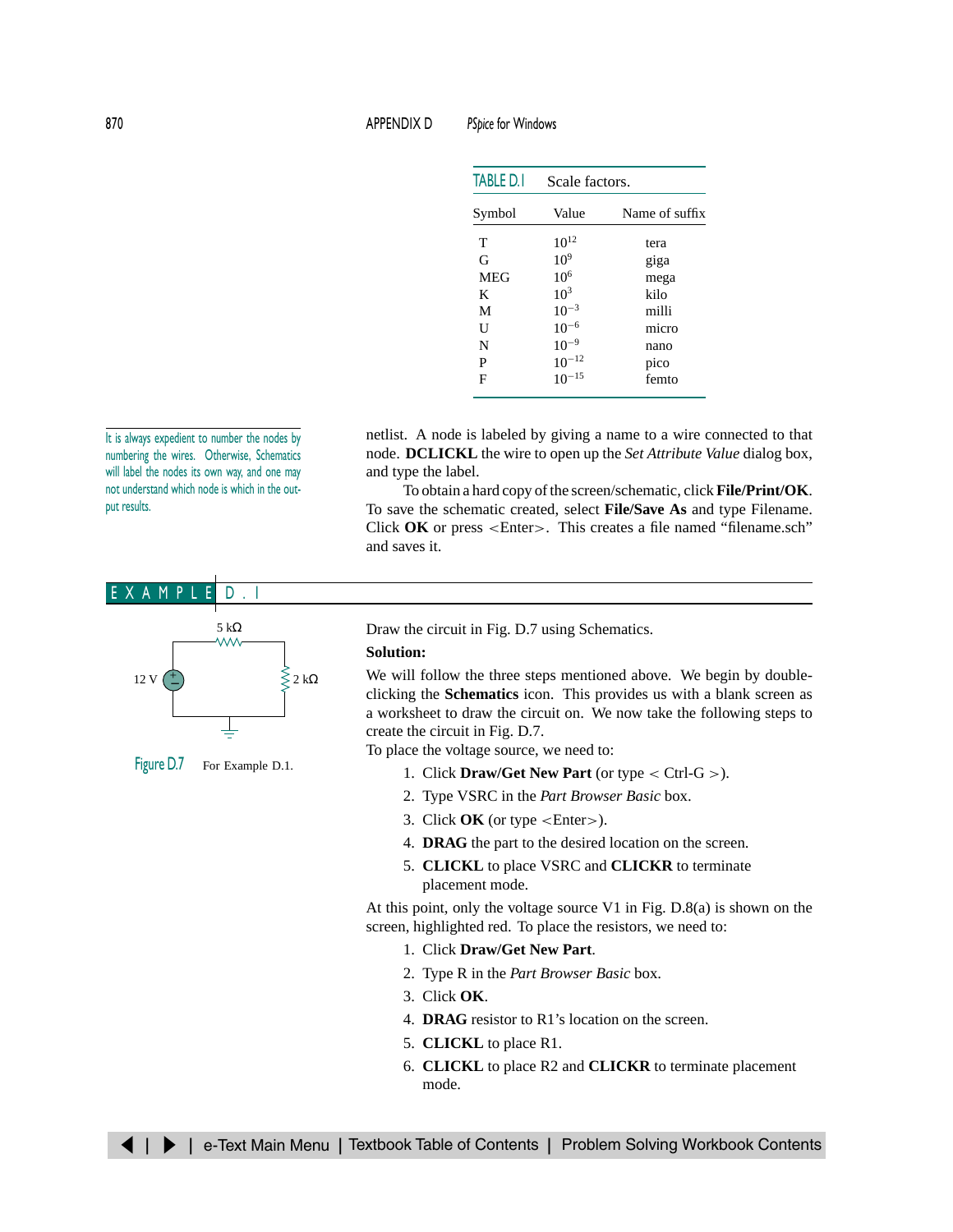TABLE D.1 Scale factors.

| Symbol | Value | Name of suffix |
|---|---|---|
| T | $10^{12}$ | tera |
| G | $10^{9}$ | giga |
| MEG | $10^{6}$ | mega |
| K | $10^{3}$ | kilo |
| M | $10^{-3}$ | milli |
| U | $10^{-6}$ | micro |
| N | $10^{-9}$ | nano |
| P | $10^{-12}$ | pico |
| F | $10^{-15}$ | femto |

It is always expedient to number the nodes by numbering the wires. Otherwise, Schematics will label the nodes its own way, and one may not understand which node is which in the output results.

netlist. A node is labeled by giving a name to a wire connected to that node. **DCLICKL** the wire to open up the *Set Attribute Value* dialog box, and type the label.

To obtain a hard copy of the screen/schematic, click **File/Print/OK**. To save the schematic created, select **File/Save As** and type Filename. Click **OK** or press <Enter>. This creates a file named "filename.sch" and saves it.

## EXAMPLE D.1

Figure D.7 For Example D.1.

Draw the circuit in Fig. D.7 using Schematics.

**Solution:**

We will follow the three steps mentioned above. We begin by double-clicking the **Schematics** icon. This provides us with a blank screen as a worksheet to draw the circuit on. We now take the following steps to create the circuit in Fig. D.7.

To place the voltage source, we need to:

1. Click **Draw/Get New Part** (or type < Ctrl-G >).
2. Type VSRC in the *Part Browser Basic* box.
3. Click **OK** (or type <Enter>).
4. **DRAG** the part to the desired location on the screen.
5. **CLICKL** to place VSRC and **CLICKR** to terminate placement mode.

At this point, only the voltage source V1 in Fig. D.8(a) is shown on the screen, highlighted red. To place the resistors, we need to:

1. Click **Draw/Get New Part**.
2. Type R in the *Part Browser Basic* box.
3. Click **OK**.
4. **DRAG** resistor to R1's location on the screen.
5. **CLICKL** to place R1.
6. **CLICKL** to place R2 and **CLICKR** to terminate placement mode.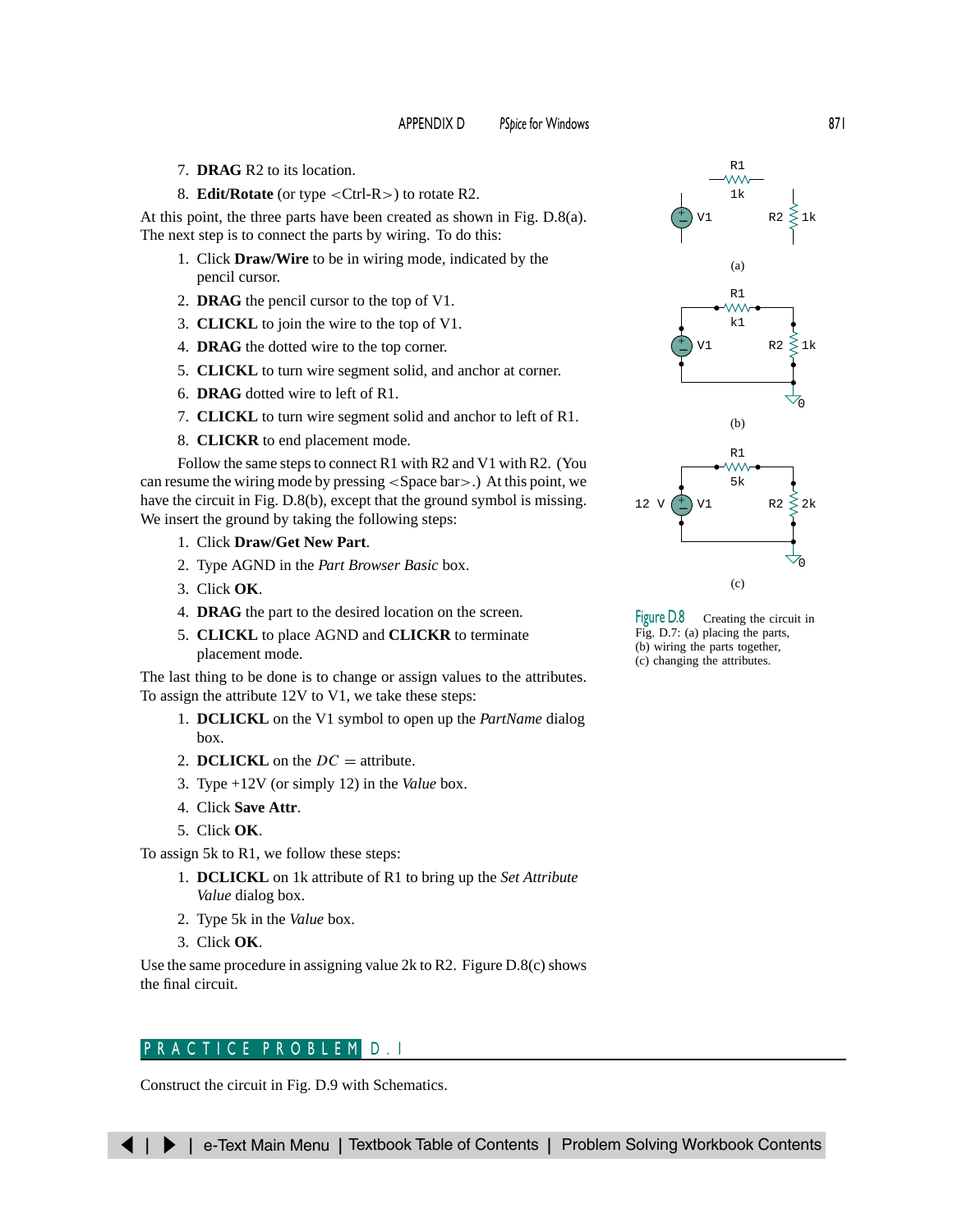7. **DRAG** R2 to its location.
8. **Edit/Rotate** (or type <Ctrl-R>) to rotate R2.

At this point, the three parts have been created as shown in Fig. D.8(a). The next step is to connect the parts by wiring. To do this:

1. Click **Draw/Wire** to be in wiring mode, indicated by the pencil cursor.
2. **DRAG** the pencil cursor to the top of V1.
3. **CLICKL** to join the wire to the top of V1.
4. **DRAG** the dotted wire to the top corner.
5. **CLICKL** to turn wire segment solid, and anchor at corner.
6. **DRAG** dotted wire to left of R1.
7. **CLICKL** to turn wire segment solid and anchor to left of R1.
8. **CLICKR** to end placement mode.

Follow the same steps to connect R1 with R2 and V1 with R2. (You can resume the wiring mode by pressing <Space bar>.) At this point, we have the circuit in Fig. D.8(b), except that the ground symbol is missing. We insert the ground by taking the following steps:

1. Click **Draw/Get New Part**.
2. Type AGND in the *Part Browser Basic* box.
3. Click **OK**.
4. **DRAG** the part to the desired location on the screen.
5. **CLICKL** to place AGND and **CLICKR** to terminate placement mode.

The last thing to be done is to change or assign values to the attributes. To assign the attribute 12V to V1, we take these steps:

1. **DCLICKL** on the V1 symbol to open up the *PartName* dialog box.
2. **DCLICKL** on the *DC* = attribute.
3. Type +12V (or simply 12) in the *Value* box.
4. Click **Save Attr**.
5. Click **OK**.

To assign 5k to R1, we follow these steps:

1. **DCLICKL** on 1k attribute of R1 to bring up the *Set Attribute Value* dialog box.
2. Type 5k in the *Value* box.
3. Click **OK**.

Use the same procedure in assigning value 2k to R2. Figure D.8(c) shows the final circuit.

Figure D.8 Creating the circuit in Fig. D.7: (a) placing the parts, (b) wiring the parts together, (c) changing the attributes.

## PRACTICE PROBLEM D.1

Construct the circuit in Fig. D.9 with Schematics.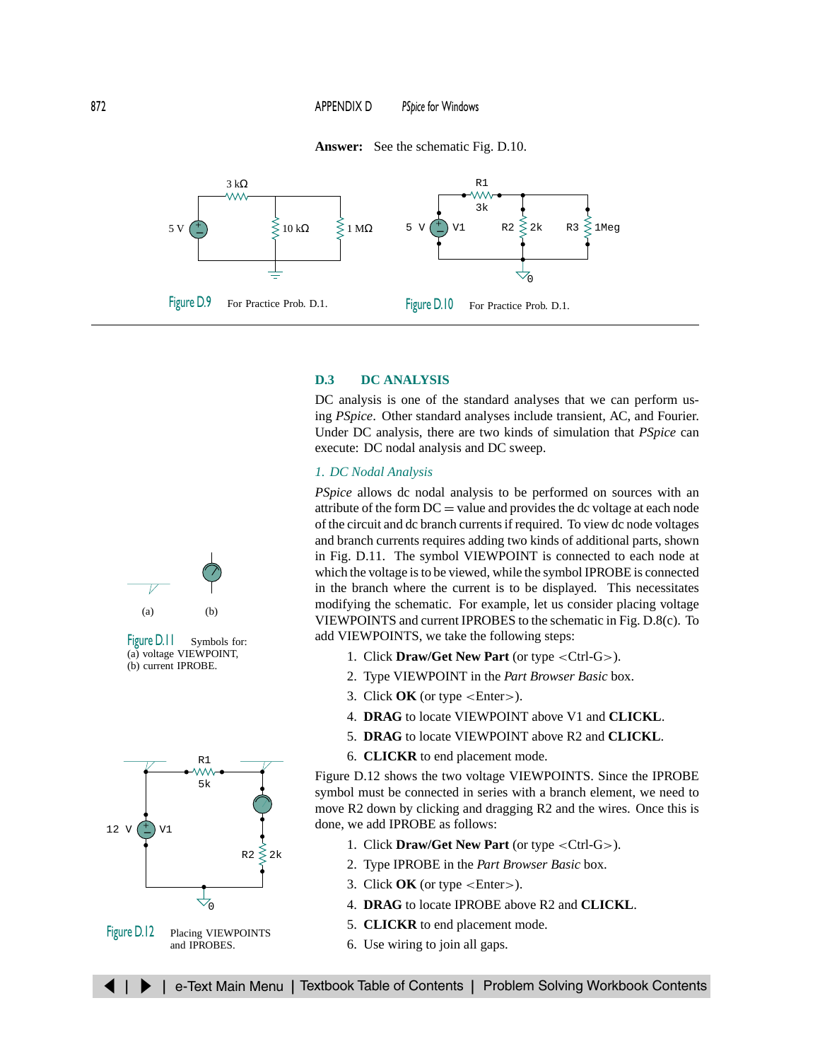**Answer:** See the schematic Fig. D.10.

Figure D.9 For Practice Prob. D.1.

Figure D.10 For Practice Prob. D.1.

## D.3 DC ANALYSIS

DC analysis is one of the standard analyses that we can perform using *PSpice*. Other standard analyses include transient, AC, and Fourier. Under DC analysis, there are two kinds of simulation that *PSpice* can execute: DC nodal analysis and DC sweep.

### *1. DC Nodal Analysis*

*PSpice* allows dc nodal analysis to be performed on sources with an attribute of the form DC = value and provides the dc voltage at each node of the circuit and dc branch currents if required. To view dc node voltages and branch currents requires adding two kinds of additional parts, shown in Fig. D.11. The symbol VIEWPOINT is connected to each node at which the voltage is to be viewed, while the symbol IPROBE is connected in the branch where the current is to be displayed. This necessitates modifying the schematic. For example, let us consider placing voltage VIEWPOINTS and current IPROBES to the schematic in Fig. D.8(c). To add VIEWPOINTS, we take the following steps:

Figure D.11 Symbols for: (a) voltage VIEWPOINT, (b) current IPROBE.

1. Click **Draw/Get New Part** (or type <Ctrl-G>).
2. Type VIEWPOINT in the *Part Browser Basic* box.
3. Click **OK** (or type <Enter>).
4. **DRAG** to locate VIEWPOINT above V1 and **CLICKL**.
5. **DRAG** to locate VIEWPOINT above R2 and **CLICKL**.
6. **CLICKR** to end placement mode.

Figure D.12 shows the two voltage VIEWPOINTS. Since the IPROBE symbol must be connected in series with a branch element, we need to move R2 down by clicking and dragging R2 and the wires. Once this is done, we add IPROBE as follows:

Figure D.12 Placing VIEWPOINTS and IPROBES.

1. Click **Draw/Get New Part** (or type <Ctrl-G>).
2. Type IPROBE in the *Part Browser Basic* box.
3. Click **OK** (or type <Enter>).
4. **DRAG** to locate IPROBE above R2 and **CLICKL**.
5. **CLICKR** to end placement mode.
6. Use wiring to join all gaps.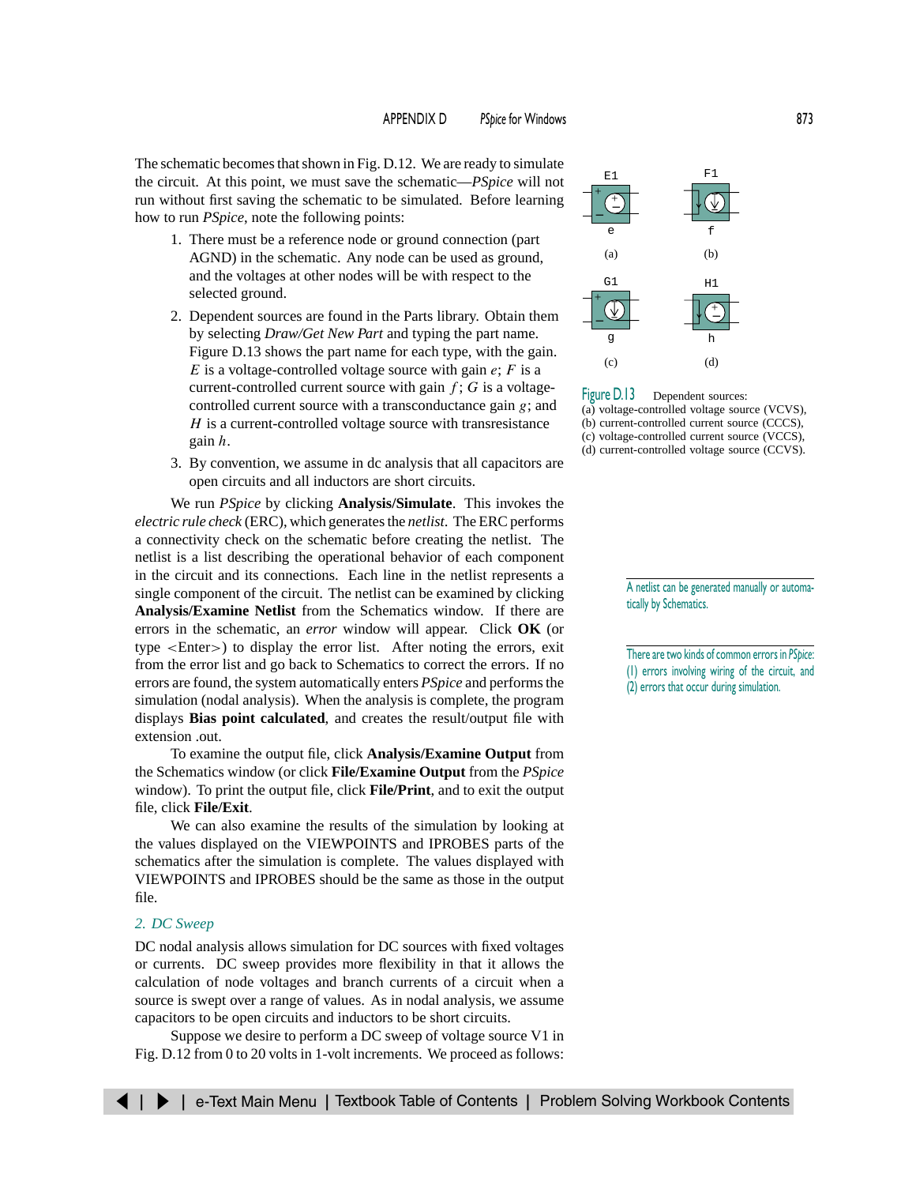The schematic becomes that shown in Fig. D.12. We are ready to simulate the circuit. At this point, we must save the schematic—*PSpice* will not run without first saving the schematic to be simulated. Before learning how to run *PSpice*, note the following points:

1. There must be a reference node or ground connection (part AGND) in the schematic. Any node can be used as ground, and the voltages at other nodes will be with respect to the selected ground.
2. Dependent sources are found in the Parts library. Obtain them by selecting *Draw/Get New Part* and typing the part name. Figure D.13 shows the part name for each type, with the gain. $E$ is a voltage-controlled voltage source with gain $e$; $F$ is a current-controlled current source with gain $f$; $G$ is a voltage-controlled current source with a transconductance gain $g$; and $H$ is a current-controlled voltage source with transresistance gain $h$.
3. By convention, we assume in dc analysis that all capacitors are open circuits and all inductors are short circuits.

E1
e
(a)

F1
f
(b)

G1
g
(c)

H1
h
(d)

Figure D.13 Dependent sources:
(a) voltage-controlled voltage source (VCVS),
(b) current-controlled current source (CCCS),
(c) voltage-controlled current source (VCCS),
(d) current-controlled voltage source (CCVS).

We run *PSpice* by clicking **Analysis/Simulate**. This invokes the *electric rule check* (ERC), which generates the *netlist*. The ERC performs a connectivity check on the schematic before creating the netlist. The netlist is a list describing the operational behavior of each component in the circuit and its connections. Each line in the netlist represents a single component of the circuit. The netlist can be examined by clicking **Analysis/Examine Netlist** from the Schematics window. If there are errors in the schematic, an *error* window will appear. Click **OK** (or type <Enter>) to display the error list. After noting the errors, exit from the error list and go back to Schematics to correct the errors. If no errors are found, the system automatically enters *PSpice* and performs the simulation (nodal analysis). When the analysis is complete, the program displays **Bias point calculated**, and creates the result/output file with extension .out.

A netlist can be generated manually or automatically by Schematics.

There are two kinds of common errors in PSpice: (1) errors involving wiring of the circuit, and (2) errors that occur during simulation.

To examine the output file, click **Analysis/Examine Output** from the Schematics window (or click **File/Examine Output** from the *PSpice* window). To print the output file, click **File/Print**, and to exit the output file, click **File/Exit**.

We can also examine the results of the simulation by looking at the values displayed on the VIEWPOINTS and IPROBES parts of the schematics after the simulation is complete. The values displayed with VIEWPOINTS and IPROBES should be the same as those in the output file.

## 2. DC Sweep

DC nodal analysis allows simulation for DC sources with fixed voltages or currents. DC sweep provides more flexibility in that it allows the calculation of node voltages and branch currents of a circuit when a source is swept over a range of values. As in nodal analysis, we assume capacitors to be open circuits and inductors to be short circuits.

Suppose we desire to perform a DC sweep of voltage source V1 in Fig. D.12 from 0 to 20 volts in 1-volt increments. We proceed as follows: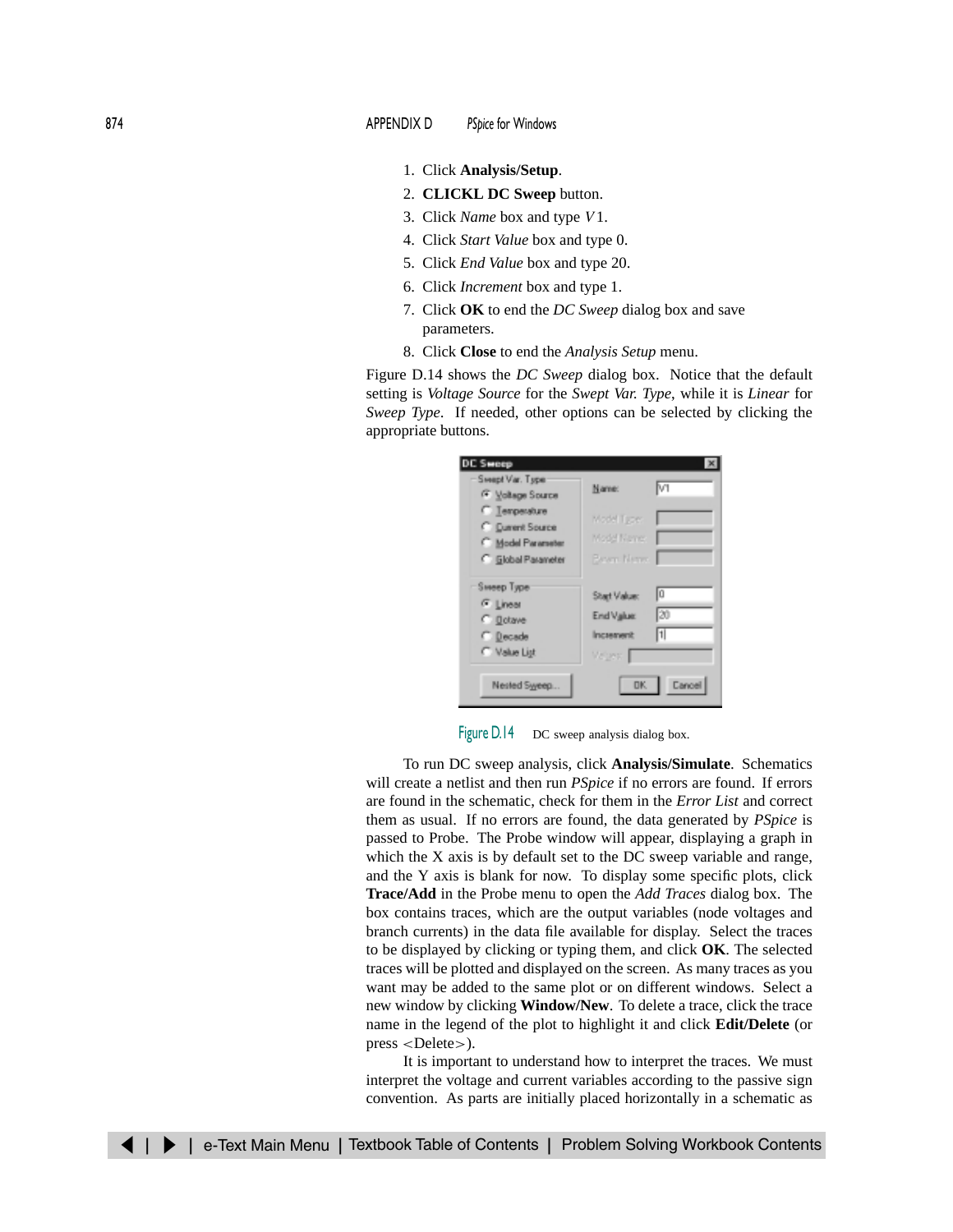1. Click **Analysis/Setup**.
2. **CLICKL DC Sweep** button.
3. Click *Name* box and type *V*1.
4. Click *Start Value* box and type 0.
5. Click *End Value* box and type 20.
6. Click *Increment* box and type 1.
7. Click **OK** to end the *DC Sweep* dialog box and save parameters.
8. Click **Close** to end the *Analysis Setup* menu.

Figure D.14 shows the *DC Sweep* dialog box. Notice that the default setting is *Voltage Source* for the *Swept Var. Type*, while it is *Linear* for *Sweep Type*. If needed, other options can be selected by clicking the appropriate buttons.

Figure D.14 DC sweep analysis dialog box.

To run DC sweep analysis, click **Analysis/Simulate**. Schematics will create a netlist and then run *PSpice* if no errors are found. If errors are found in the schematic, check for them in the *Error List* and correct them as usual. If no errors are found, the data generated by *PSpice* is passed to Probe. The Probe window will appear, displaying a graph in which the X axis is by default set to the DC sweep variable and range, and the Y axis is blank for now. To display some specific plots, click **Trace/Add** in the Probe menu to open the *Add Traces* dialog box. The box contains traces, which are the output variables (node voltages and branch currents) in the data file available for display. Select the traces to be displayed by clicking or typing them, and click **OK**. The selected traces will be plotted and displayed on the screen. As many traces as you want may be added to the same plot or on different windows. Select a new window by clicking **Window/New**. To delete a trace, click the trace name in the legend of the plot to highlight it and click **Edit/Delete** (or press <Delete>).

It is important to understand how to interpret the traces. We must interpret the voltage and current variables according to the passive sign convention. As parts are initially placed horizontally in a schematic as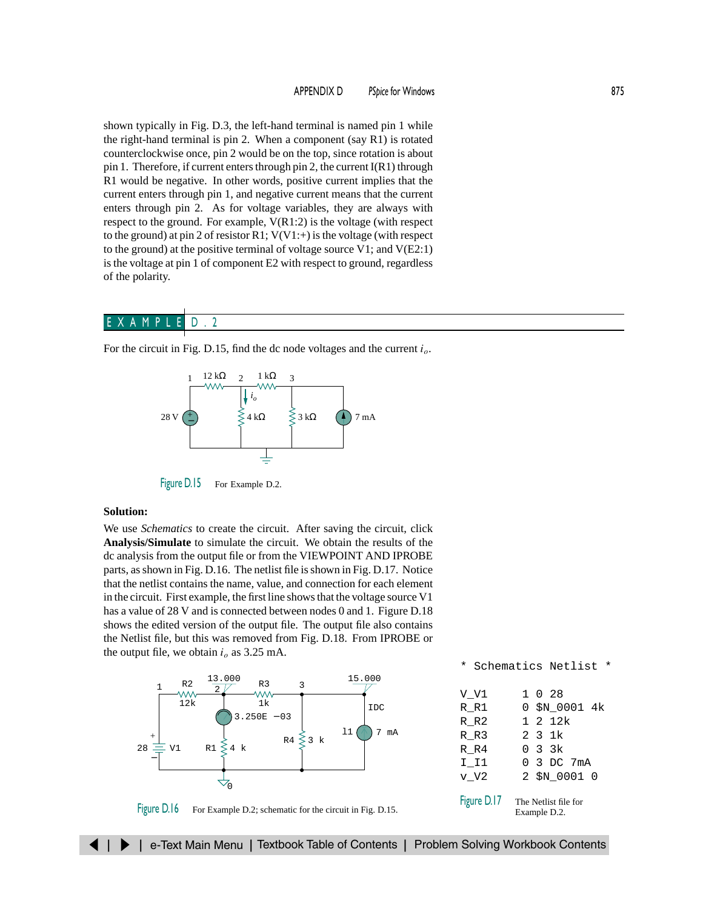shown typically in Fig. D.3, the left-hand terminal is named pin 1 while the right-hand terminal is pin 2. When a component (say R1) is rotated counterclockwise once, pin 2 would be on the top, since rotation is about pin 1. Therefore, if current enters through pin 2, the current I(R1) through R1 would be negative. In other words, positive current implies that the current enters through pin 1, and negative current means that the current enters through pin 2. As for voltage variables, they are always with respect to the ground. For example, V(R1:2) is the voltage (with respect to the ground) at pin 2 of resistor R1; V(V1:+) is the voltage (with respect to the ground) at the positive terminal of voltage source V1; and V(E2:1) is the voltage at pin 1 of component E2 with respect to ground, regardless of the polarity.

## EXAMPLE D.2

For the circuit in Fig. D.15, find the dc node voltages and the current $i_o$.

Figure D.15 For Example D.2.

**Solution:**

We use *Schematics* to create the circuit. After saving the circuit, click **Analysis/Simulate** to simulate the circuit. We obtain the results of the dc analysis from the output file or from the VIEWPOINT AND IPROBE parts, as shown in Fig. D.16. The netlist file is shown in Fig. D.17. Notice that the netlist contains the name, value, and connection for each element in the circuit. First example, the first line shows that the voltage source V1 has a value of 28 V and is connected between nodes 0 and 1. Figure D.18 shows the edited version of the output file. The output file also contains the Netlist file, but this was removed from Fig. D.18. From IPROBE or the output file, we obtain $i_o$ as 3.25 mA.

Figure D.16 For Example D.2; schematic for the circuit in Fig. D.15.

```
* Schematics Netlist *

V_V1     1 0 28
R_R1     0 $N_0001 4k
R_R2     1 2 12k
R_R3     2 3 1k
R_R4     0 3 3k
I_I1     0 3 DC 7mA
v_V2     2 $N_0001 0
```

Figure D.17 The Netlist file for Example D.2.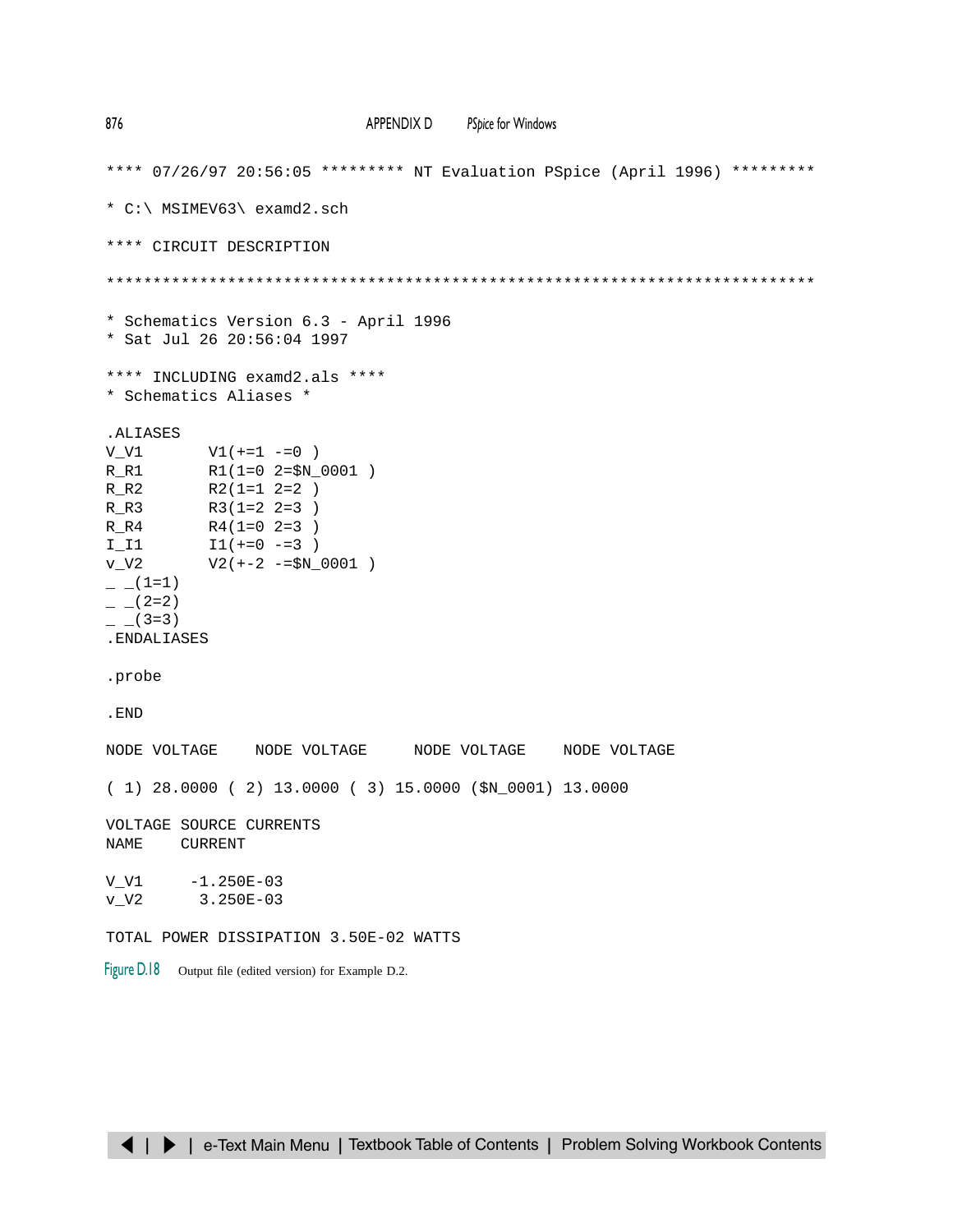```
**** 07/26/97 20:56:05 ********* NT Evaluation PSpice (April 1996) *********

* C:\ MSIMEV63\ examd2.sch

**** CIRCUIT DESCRIPTION

******************************************************************************

* Schematics Version 6.3 - April 1996
* Sat Jul 26 20:56:04 1997

**** INCLUDING examd2.als ****
* Schematics Aliases *

.ALIASES
V_V1       V1(+=1 -=0 )
R_R1       R1(1=0 2=$N_0001 )
R_R2       R2(1=1 2=2 )
R_R3       R3(1=2 2=3 )
R_R4       R4(1=0 2=3 )
I_I1       I1(+=0 -=3 )
v_V2       V2(+-2 -=$N_0001 )
_ _(1=1)
_ _(2=2)
_ _(3=3)
.ENDALIASES

.probe

.END

NODE VOLTAGE    NODE VOLTAGE     NODE VOLTAGE    NODE VOLTAGE

( 1) 28.0000 ( 2) 13.0000 ( 3) 15.0000 ($N_0001) 13.0000

VOLTAGE SOURCE CURRENTS
NAME     CURRENT

V_V1     -1.250E-03
v_V2      3.250E-03

TOTAL POWER DISSIPATION 3.50E-02 WATTS
```

Figure D.18 Output file (edited version) for Example D.2.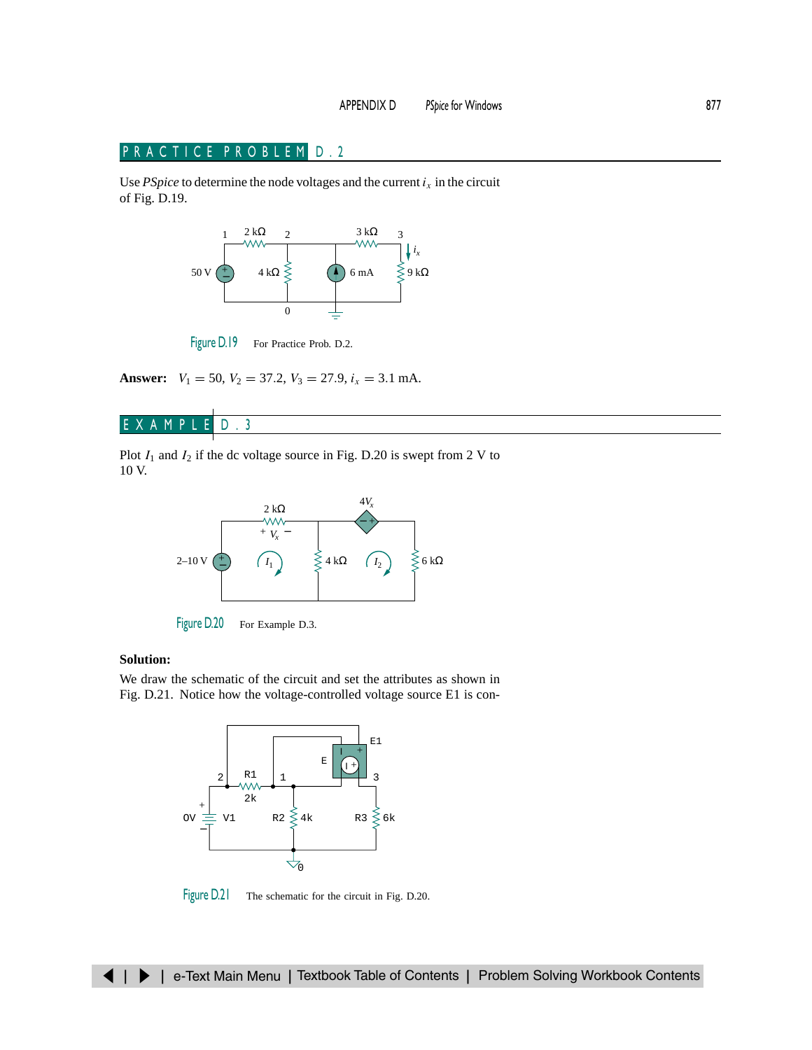## PRACTICE PROBLEM D.2

Use *PSpice* to determine the node voltages and the current $i_x$ in the circuit of Fig. D.19.

Figure D.19 For Practice Prob. D.2.

**Answer:** $V_1 = 50$, $V_2 = 37.2$, $V_3 = 27.9$, $i_x = 3.1$ mA.

## EXAMPLE D.3

Plot $I_1$ and $I_2$ if the dc voltage source in Fig. D.20 is swept from 2 V to 10 V.

Figure D.20 For Example D.3.

**Solution:**

We draw the schematic of the circuit and set the attributes as shown in Fig. D.21. Notice how the voltage-controlled voltage source E1 is con-

Figure D.21 The schematic for the circuit in Fig. D.20.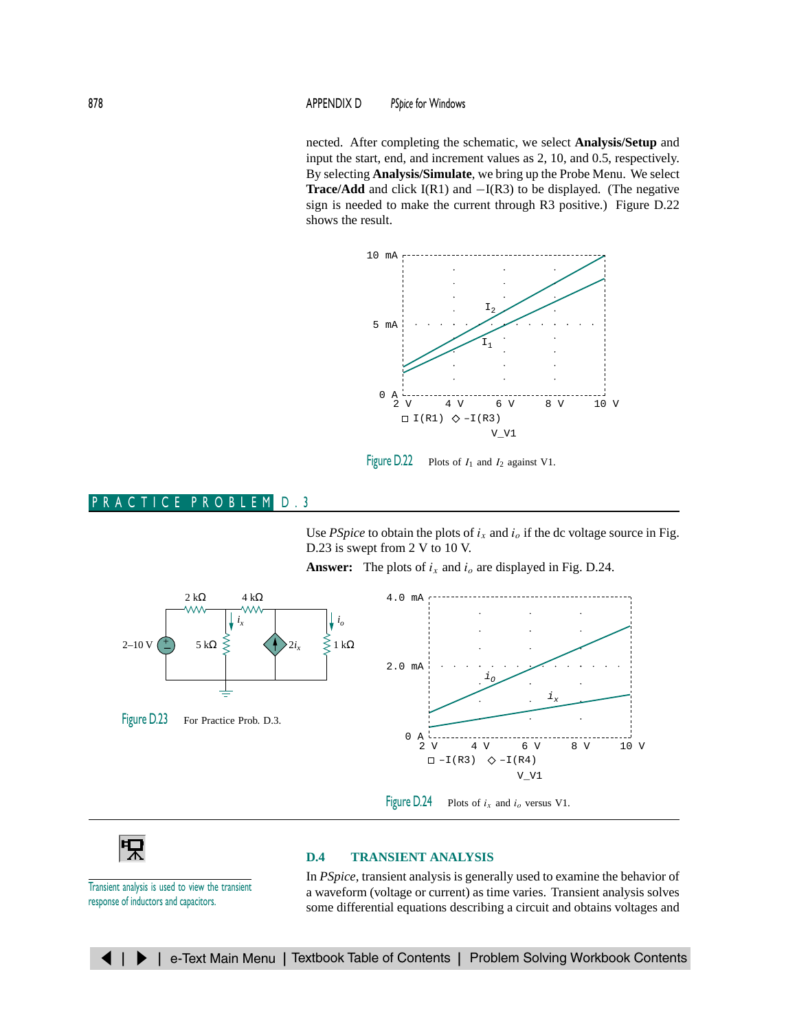nected. After completing the schematic, we select **Analysis/Setup** and input the start, end, and increment values as 2, 10, and 0.5, respectively. By selecting **Analysis/Simulate**, we bring up the Probe Menu. We select **Trace/Add** and click I(R1) and −I(R3) to be displayed. (The negative sign is needed to make the current through R3 positive.) Figure D.22 shows the result.

Figure D.22 Plots of $I_1$ and $I_2$ against V1.

## PRACTICE PROBLEM D.3

Use *PSpice* to obtain the plots of $i_x$ and $i_o$ if the dc voltage source in Fig. D.23 is swept from 2 V to 10 V.

**Answer:** The plots of $i_x$ and $i_o$ are displayed in Fig. D.24.

Figure D.23 For Practice Prob. D.3.

Figure D.24 Plots of $i_x$ and $i_o$ versus V1.

*Transient analysis is used to view the transient response of inductors and capacitors.*

## D.4 TRANSIENT ANALYSIS

In *PSpice*, transient analysis is generally used to examine the behavior of a waveform (voltage or current) as time varies. Transient analysis solves some differential equations describing a circuit and obtains voltages and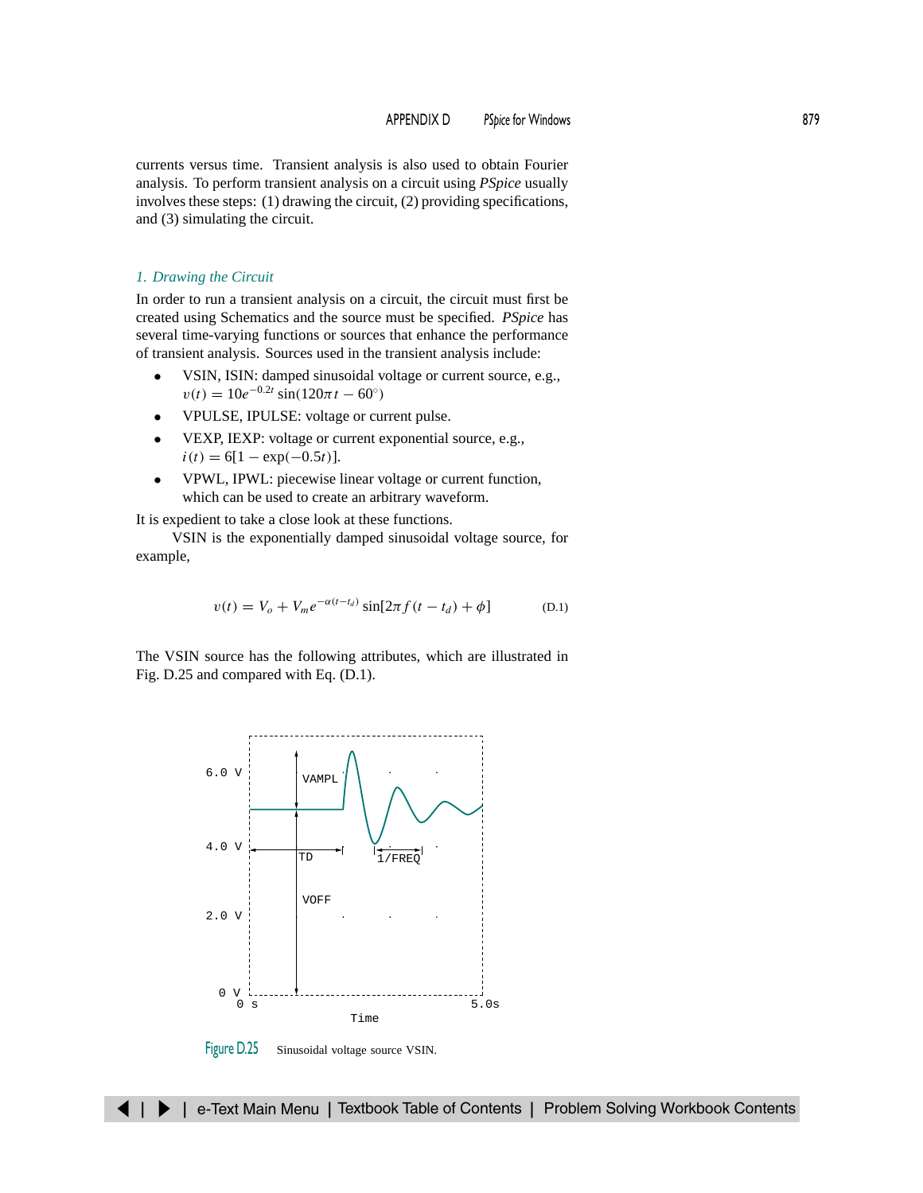currents versus time. Transient analysis is also used to obtain Fourier analysis. To perform transient analysis on a circuit using *PSpice* usually involves these steps: (1) drawing the circuit, (2) providing specifications, and (3) simulating the circuit.

### *1. Drawing the Circuit*

In order to run a transient analysis on a circuit, the circuit must first be created using Schematics and the source must be specified. *PSpice* has several time-varying functions or sources that enhance the performance of transient analysis. Sources used in the transient analysis include:

- VSIN, ISIN: damped sinusoidal voltage or current source, e.g., $v(t) = 10e^{-0.2t}\sin(120\pi t - 60^\circ)$
- VPULSE, IPULSE: voltage or current pulse.
- VEXP, IEXP: voltage or current exponential source, e.g., $i(t) = 6[1 - \exp(-0.5t)]$.
- VPWL, IPWL: piecewise linear voltage or current function, which can be used to create an arbitrary waveform.

It is expedient to take a close look at these functions.

VSIN is the exponentially damped sinusoidal voltage source, for example,

$$v(t) = V_o + V_m e^{-\alpha(t-t_d)} \sin[2\pi f(t - t_d) + \phi] \tag{D.1}$$

The VSIN source has the following attributes, which are illustrated in Fig. D.25 and compared with Eq. (D.1).

Figure D.25 Sinusoidal voltage source VSIN.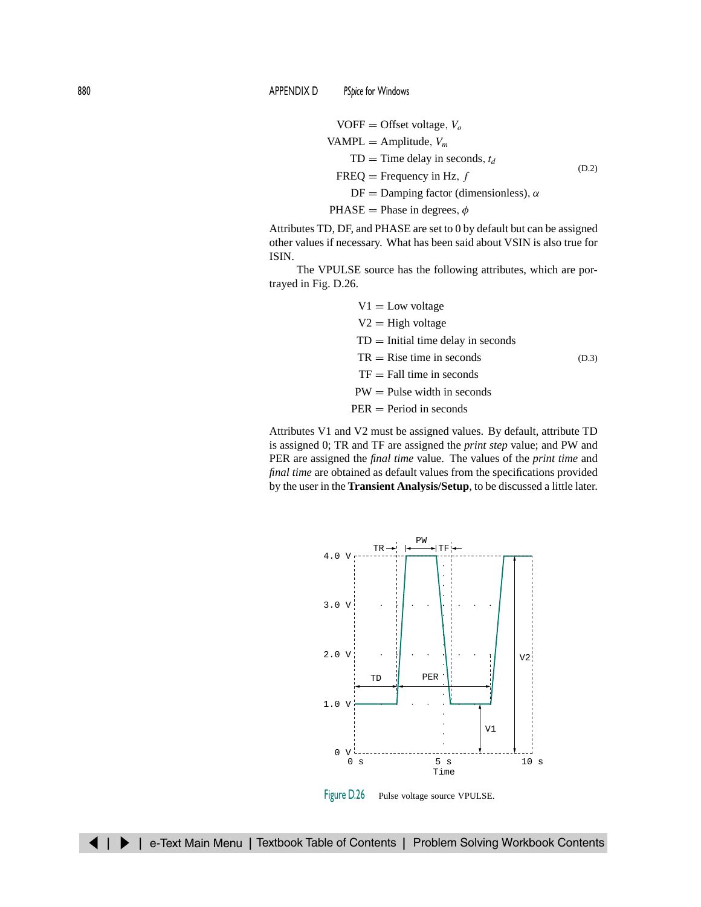$$
\begin{aligned}
\text{VOFF} &= \text{Offset voltage, } V_o \\
\text{VAMPL} &= \text{Amplitude, } V_m \\
\text{TD} &= \text{Time delay in seconds, } t_d \\
\text{FREQ} &= \text{Frequency in Hz, } f \\
\text{DF} &= \text{Damping factor (dimensionless), } \alpha \\
\text{PHASE} &= \text{Phase in degrees, } \phi
\end{aligned} \tag{D.2}
$$

Attributes TD, DF, and PHASE are set to 0 by default but can be assigned other values if necessary. What has been said about VSIN is also true for ISIN.

The VPULSE source has the following attributes, which are portrayed in Fig. D.26.

$$
\begin{aligned}
\text{V1} &= \text{Low voltage} \\
\text{V2} &= \text{High voltage} \\
\text{TD} &= \text{Initial time delay in seconds} \\
\text{TR} &= \text{Rise time in seconds} \\
\text{TF} &= \text{Fall time in seconds} \\
\text{PW} &= \text{Pulse width in seconds} \\
\text{PER} &= \text{Period in seconds}
\end{aligned} \tag{D.3}
$$

Attributes V1 and V2 must be assigned values. By default, attribute TD is assigned 0; TR and TF are assigned the *print step* value; and PW and PER are assigned the *final time* value. The values of the *print time* and *final time* are obtained as default values from the specifications provided by the user in the **Transient Analysis/Setup**, to be discussed a little later.

Figure D.26 Pulse voltage source VPULSE.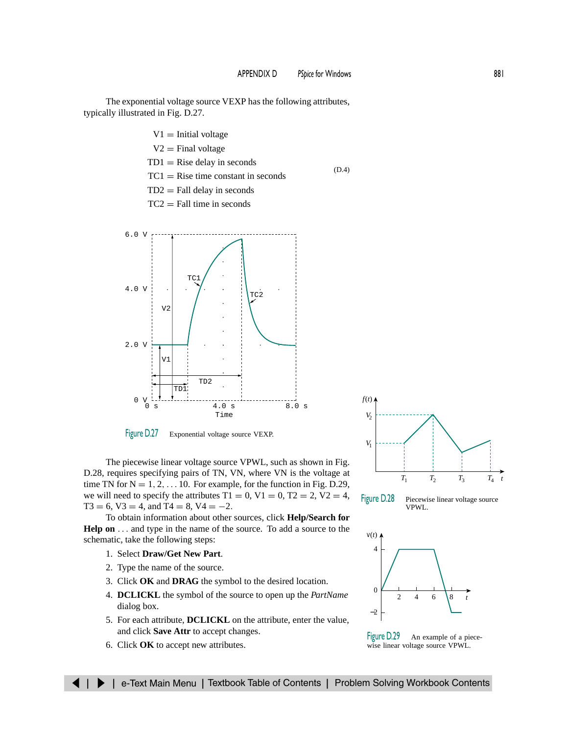The exponential voltage source VEXP has the following attributes, typically illustrated in Fig. D.27.

$$
\begin{aligned}
\text{V1} &= \text{Initial voltage} \\
\text{V2} &= \text{Final voltage} \\
\text{TD1} &= \text{Rise delay in seconds} \\
\text{TC1} &= \text{Rise time constant in seconds} \\
\text{TD2} &= \text{Fall delay in seconds} \\
\text{TC2} &= \text{Fall time in seconds}
\end{aligned}
\tag{D.4}
$$

Figure D.27 Exponential voltage source VEXP.

The piecewise linear voltage source VPWL, such as shown in Fig. D.28, requires specifying pairs of TN, VN, where VN is the voltage at time TN for N = 1, 2, ... 10. For example, for the function in Fig. D.29, we will need to specify the attributes T1 = 0, V1 = 0, T2 = 2, V2 = 4, T3 = 6, V3 = 4, and T4 = 8, V4 = −2.

To obtain information about other sources, click **Help/Search for Help on** ... and type in the name of the source. To add a source to the schematic, take the following steps:

1. Select **Draw/Get New Part**.
2. Type the name of the source.
3. Click **OK** and **DRAG** the symbol to the desired location.
4. **DCLICKL** the symbol of the source to open up the *PartName* dialog box.
5. For each attribute, **DCLICKL** on the attribute, enter the value, and click **Save Attr** to accept changes.
6. Click **OK** to accept new attributes.

Figure D.28 Piecewise linear voltage source VPWL.

Figure D.29 An example of a piecewise linear voltage source VPWL.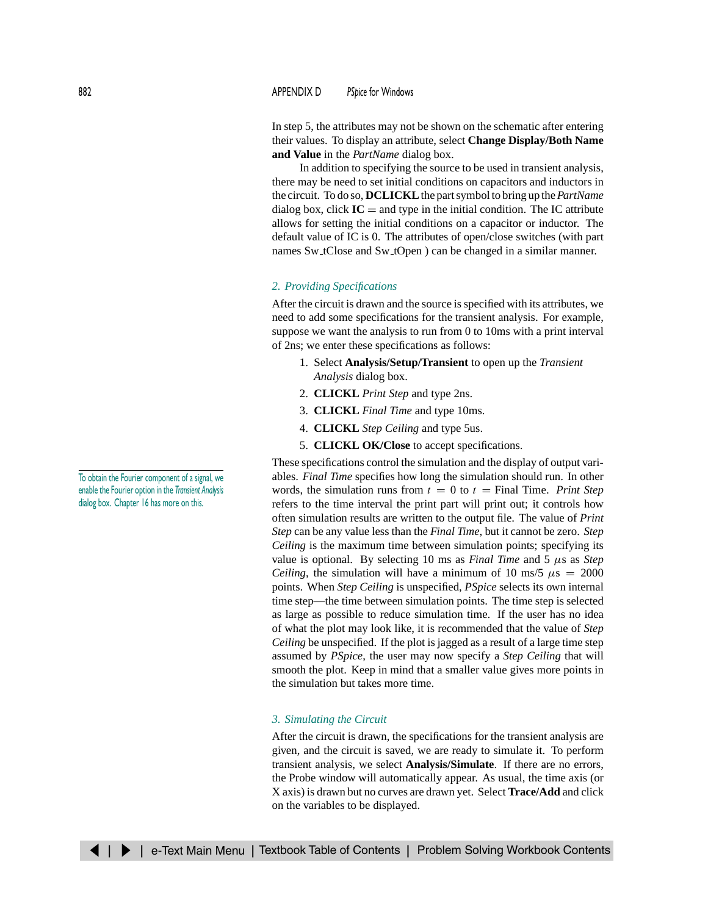In step 5, the attributes may not be shown on the schematic after entering their values. To display an attribute, select **Change Display/Both Name and Value** in the *PartName* dialog box.

In addition to specifying the source to be used in transient analysis, there may be need to set initial conditions on capacitors and inductors in the circuit. To do so, **DCLICKL** the part symbol to bring up the *PartName* dialog box, click **IC** = and type in the initial condition. The IC attribute allows for setting the initial conditions on a capacitor or inductor. The default value of IC is 0. The attributes of open/close switches (with part names Sw_tClose and Sw_tOpen ) can be changed in a similar manner.

### *2. Providing Specifications*

After the circuit is drawn and the source is specified with its attributes, we need to add some specifications for the transient analysis. For example, suppose we want the analysis to run from 0 to 10ms with a print interval of 2ns; we enter these specifications as follows:

1. Select **Analysis/Setup/Transient** to open up the *Transient Analysis* dialog box.
2. **CLICKL** *Print Step* and type 2ns.
3. **CLICKL** *Final Time* and type 10ms.
4. **CLICKL** *Step Ceiling* and type 5us.
5. **CLICKL OK/Close** to accept specifications.

To obtain the Fourier component of a signal, we enable the Fourier option in the *Transient Analysis* dialog box. Chapter 16 has more on this.

These specifications control the simulation and the display of output variables. *Final Time* specifies how long the simulation should run. In other words, the simulation runs from $t = 0$ to $t =$ Final Time. *Print Step* refers to the time interval the print part will print out; it controls how often simulation results are written to the output file. The value of *Print Step* can be any value less than the *Final Time*, but it cannot be zero. *Step Ceiling* is the maximum time between simulation points; specifying its value is optional. By selecting 10 ms as *Final Time* and 5 $\mu$s as *Step Ceiling*, the simulation will have a minimum of 10 ms/5 $\mu$s = 2000 points. When *Step Ceiling* is unspecified, *PSpice* selects its own internal time step—the time between simulation points. The time step is selected as large as possible to reduce simulation time. If the user has no idea of what the plot may look like, it is recommended that the value of *Step Ceiling* be unspecified. If the plot is jagged as a result of a large time step assumed by *PSpice*, the user may now specify a *Step Ceiling* that will smooth the plot. Keep in mind that a smaller value gives more points in the simulation but takes more time.

### *3. Simulating the Circuit*

After the circuit is drawn, the specifications for the transient analysis are given, and the circuit is saved, we are ready to simulate it. To perform transient analysis, we select **Analysis/Simulate**. If there are no errors, the Probe window will automatically appear. As usual, the time axis (or X axis) is drawn but no curves are drawn yet. Select **Trace/Add** and click on the variables to be displayed.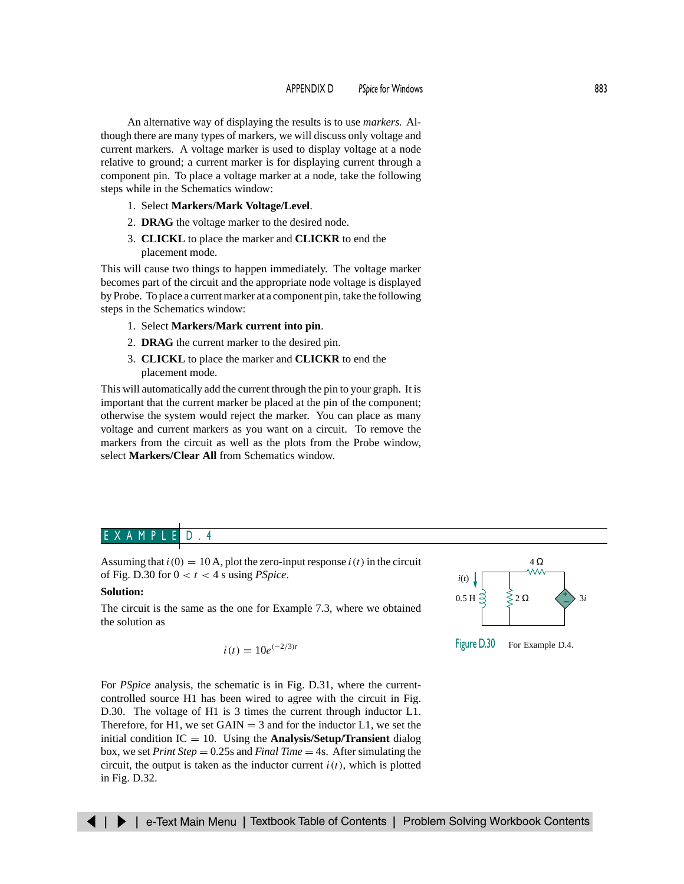An alternative way of displaying the results is to use *markers.* Although there are many types of markers, we will discuss only voltage and current markers. A voltage marker is used to display voltage at a node relative to ground; a current marker is for displaying current through a component pin. To place a voltage marker at a node, take the following steps while in the Schematics window:

1. Select **Markers/Mark Voltage/Level**.
2. **DRAG** the voltage marker to the desired node.
3. **CLICKL** to place the marker and **CLICKR** to end the placement mode.

This will cause two things to happen immediately. The voltage marker becomes part of the circuit and the appropriate node voltage is displayed by Probe. To place a current marker at a component pin, take the following steps in the Schematics window:

1. Select **Markers/Mark current into pin**.
2. **DRAG** the current marker to the desired pin.
3. **CLICKL** to place the marker and **CLICKR** to end the placement mode.

This will automatically add the current through the pin to your graph. It is important that the current marker be placed at the pin of the component; otherwise the system would reject the marker. You can place as many voltage and current markers as you want on a circuit. To remove the markers from the circuit as well as the plots from the Probe window, select **Markers/Clear All** from Schematics window.

## EXAMPLE D.4

Assuming that $i(0) = 10$ A, plot the zero-input response $i(t)$ in the circuit of Fig. D.30 for $0 < t < 4$ s using *PSpice*.

Figure D.30 For Example D.4.

**Solution:**

The circuit is the same as the one for Example 7.3, where we obtained the solution as

$$i(t) = 10e^{(-2/3)t}$$

For *PSpice* analysis, the schematic is in Fig. D.31, where the current-controlled source H1 has been wired to agree with the circuit in Fig. D.30. The voltage of H1 is 3 times the current through inductor L1. Therefore, for H1, we set GAIN = 3 and for the inductor L1, we set the initial condition IC = 10. Using the **Analysis/Setup/Transient** dialog box, we set *Print Step* = 0.25s and *Final Time* = 4s. After simulating the circuit, the output is taken as the inductor current $i(t)$, which is plotted in Fig. D.32.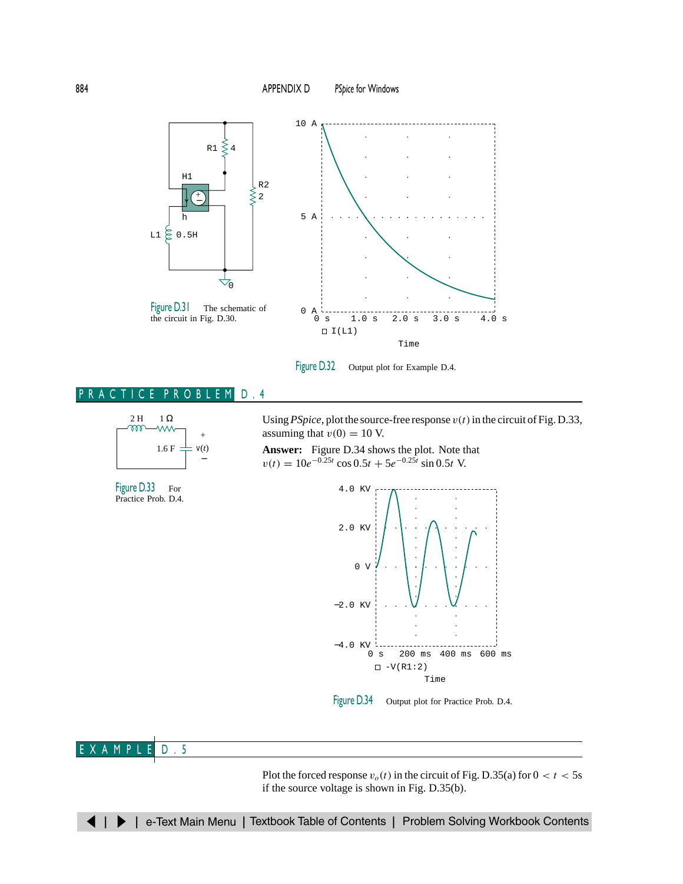Figure D.31 The schematic of the circuit in Fig. D.30.

Figure D.32 Output plot for Example D.4.

## PRACTICE PROBLEM D.4

Figure D.33 For Practice Prob. D.4.

Using *PSpice*, plot the source-free response $v(t)$ in the circuit of Fig. D.33, assuming that $v(0) = 10$ V.

**Answer:** Figure D.34 shows the plot. Note that $v(t) = 10e^{-0.25t}\cos 0.5t + 5e^{-0.25t}\sin 0.5t$ V.

Figure D.34 Output plot for Practice Prob. D.4.

## EXAMPLE D.5

Plot the forced response $v_o(t)$ in the circuit of Fig. D.35(a) for $0 < t < 5$s if the source voltage is shown in Fig. D.35(b).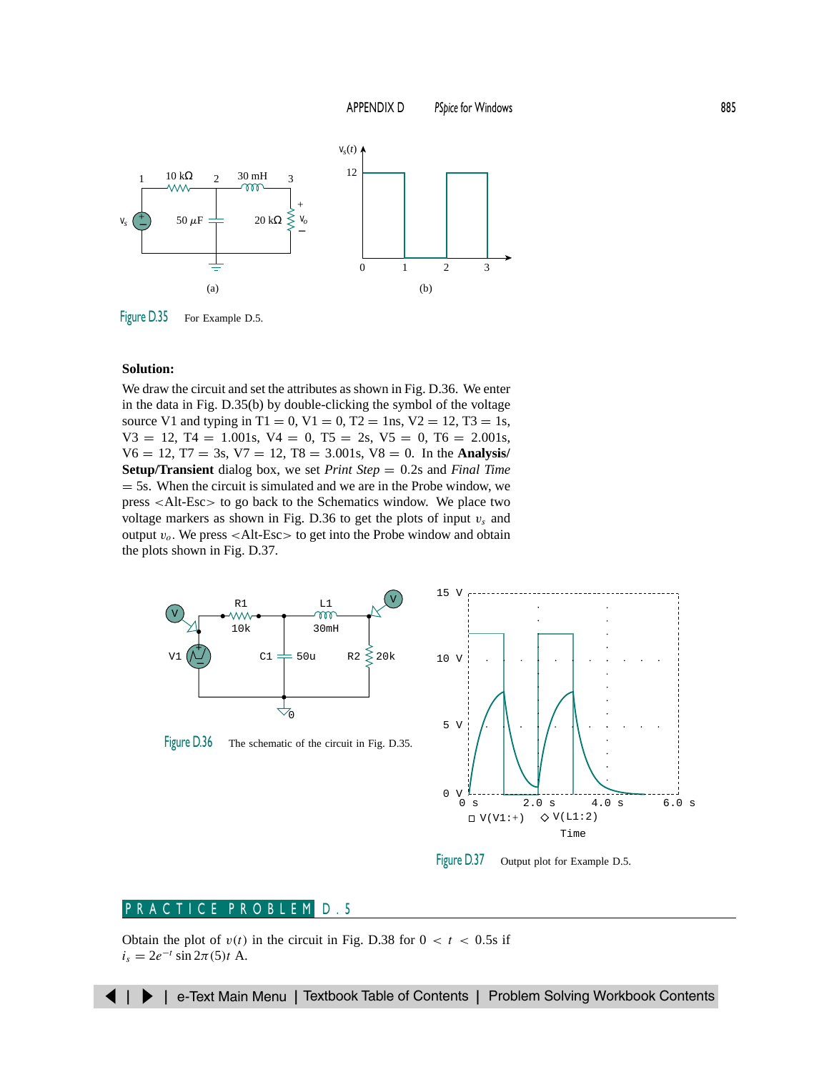Figure D.35 For Example D.5.

**Solution:**

We draw the circuit and set the attributes as shown in Fig. D.36. We enter in the data in Fig. D.35(b) by double-clicking the symbol of the voltage source V1 and typing in T1 = 0, V1 = 0, T2 = 1ns, V2 = 12, T3 = 1s, V3 = 12, T4 = 1.001s, V4 = 0, T5 = 2s, V5 = 0, T6 = 2.001s, V6 = 12, T7 = 3s, V7 = 12, T8 = 3.001s, V8 = 0. In the **Analysis/Setup/Transient** dialog box, we set *Print Step* = 0.2s and *Final Time* = 5s. When the circuit is simulated and we are in the Probe window, we press <Alt-Esc> to go back to the Schematics window. We place two voltage markers as shown in Fig. D.36 to get the plots of input $v_s$ and output $v_o$. We press <Alt-Esc> to get into the Probe window and obtain the plots shown in Fig. D.37.

Figure D.36 The schematic of the circuit in Fig. D.35.

Figure D.37 Output plot for Example D.5.

## PRACTICE PROBLEM D.5

Obtain the plot of $v(t)$ in the circuit in Fig. D.38 for $0 < t < 0.5$s if $i_s = 2e^{-t}\sin 2\pi(5)t$ A.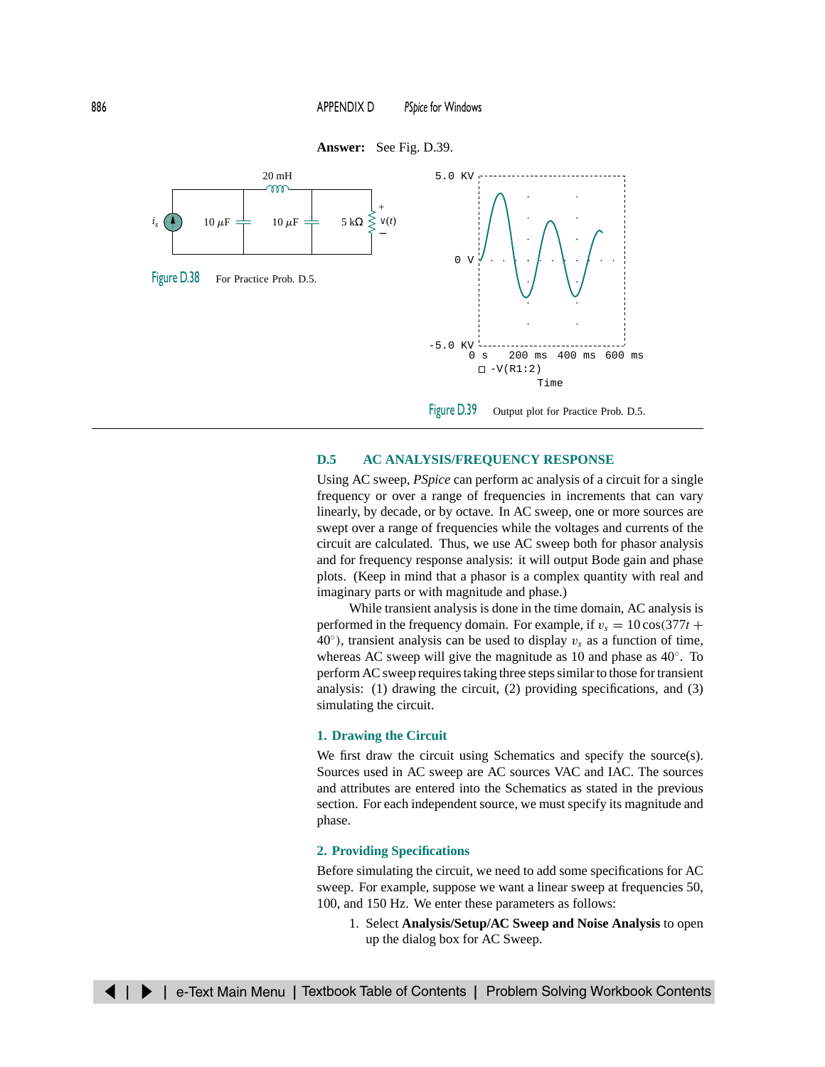**Answer:** See Fig. D.39.

Figure D.38 For Practice Prob. D.5.

Figure D.39 Output plot for Practice Prob. D.5.

## D.5 AC ANALYSIS/FREQUENCY RESPONSE

Using AC sweep, *PSpice* can perform ac analysis of a circuit for a single frequency or over a range of frequencies in increments that can vary linearly, by decade, or by octave. In AC sweep, one or more sources are swept over a range of frequencies while the voltages and currents of the circuit are calculated. Thus, we use AC sweep both for phasor analysis and for frequency response analysis: it will output Bode gain and phase plots. (Keep in mind that a phasor is a complex quantity with real and imaginary parts or with magnitude and phase.)

While transient analysis is done in the time domain, AC analysis is performed in the frequency domain. For example, if $v_s = 10\cos(377t + 40^\circ)$, transient analysis can be used to display $v_s$ as a function of time, whereas AC sweep will give the magnitude as 10 and phase as $40^\circ$. To perform AC sweep requires taking three steps similar to those for transient analysis: (1) drawing the circuit, (2) providing specifications, and (3) simulating the circuit.

### 1. Drawing the Circuit

We first draw the circuit using Schematics and specify the source(s). Sources used in AC sweep are AC sources VAC and IAC. The sources and attributes are entered into the Schematics as stated in the previous section. For each independent source, we must specify its magnitude and phase.

### 2. Providing Specifications

Before simulating the circuit, we need to add some specifications for AC sweep. For example, suppose we want a linear sweep at frequencies 50, 100, and 150 Hz. We enter these parameters as follows:

1. Select **Analysis/Setup/AC Sweep and Noise Analysis** to open up the dialog box for AC Sweep.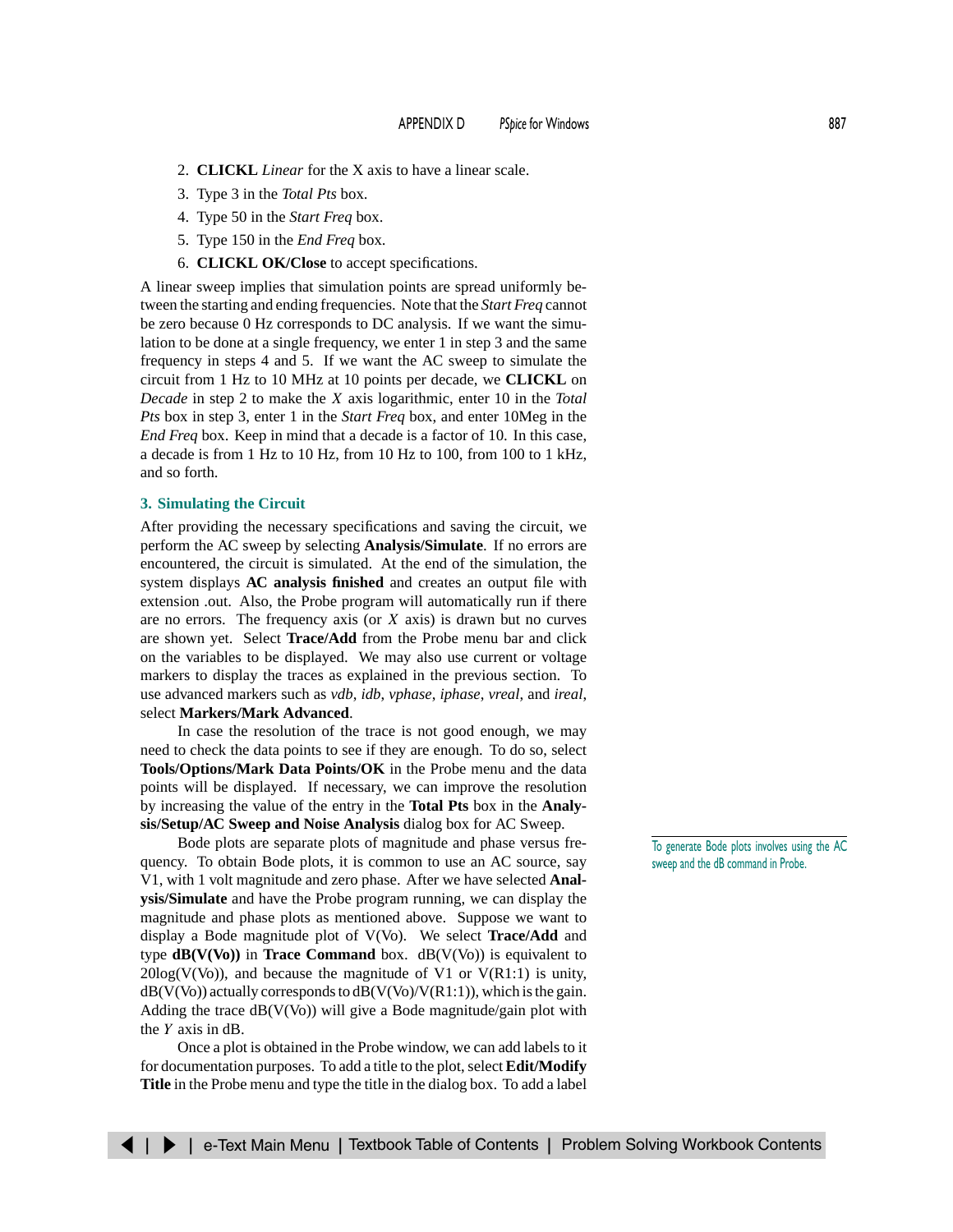2. **CLICKL** *Linear* for the X axis to have a linear scale.
3. Type 3 in the *Total Pts* box.
4. Type 50 in the *Start Freq* box.
5. Type 150 in the *End Freq* box.
6. **CLICKL OK/Close** to accept specifications.

A linear sweep implies that simulation points are spread uniformly between the starting and ending frequencies. Note that the *Start Freq* cannot be zero because 0 Hz corresponds to DC analysis. If we want the simulation to be done at a single frequency, we enter 1 in step 3 and the same frequency in steps 4 and 5. If we want the AC sweep to simulate the circuit from 1 Hz to 10 MHz at 10 points per decade, we **CLICKL** on *Decade* in step 2 to make the *X* axis logarithmic, enter 10 in the *Total Pts* box in step 3, enter 1 in the *Start Freq* box, and enter 10Meg in the *End Freq* box. Keep in mind that a decade is a factor of 10. In this case, a decade is from 1 Hz to 10 Hz, from 10 Hz to 100, from 100 to 1 kHz, and so forth.

### 3. Simulating the Circuit

After providing the necessary specifications and saving the circuit, we perform the AC sweep by selecting **Analysis/Simulate**. If no errors are encountered, the circuit is simulated. At the end of the simulation, the system displays **AC analysis finished** and creates an output file with extension .out. Also, the Probe program will automatically run if there are no errors. The frequency axis (or *X* axis) is drawn but no curves are shown yet. Select **Trace/Add** from the Probe menu bar and click on the variables to be displayed. We may also use current or voltage markers to display the traces as explained in the previous section. To use advanced markers such as *vdb*, *idb*, *vphase*, *iphase*, *vreal*, and *ireal*, select **Markers/Mark Advanced**.

In case the resolution of the trace is not good enough, we may need to check the data points to see if they are enough. To do so, select **Tools/Options/Mark Data Points/OK** in the Probe menu and the data points will be displayed. If necessary, we can improve the resolution by increasing the value of the entry in the **Total Pts** box in the **Analysis/Setup/AC Sweep and Noise Analysis** dialog box for AC Sweep.

To generate Bode plots involves using the AC sweep and the dB command in Probe.

Bode plots are separate plots of magnitude and phase versus frequency. To obtain Bode plots, it is common to use an AC source, say V1, with 1 volt magnitude and zero phase. After we have selected **Analysis/Simulate** and have the Probe program running, we can display the magnitude and phase plots as mentioned above. Suppose we want to display a Bode magnitude plot of V(Vo). We select **Trace/Add** and type **dB(V(Vo))** in **Trace Command** box. dB(V(Vo)) is equivalent to 20log(V(Vo)), and because the magnitude of V1 or V(R1:1) is unity, dB(V(Vo)) actually corresponds to dB(V(Vo)/V(R1:1)), which is the gain. Adding the trace dB(V(Vo)) will give a Bode magnitude/gain plot with the *Y* axis in dB.

Once a plot is obtained in the Probe window, we can add labels to it for documentation purposes. To add a title to the plot, select **Edit/Modify Title** in the Probe menu and type the title in the dialog box. To add a label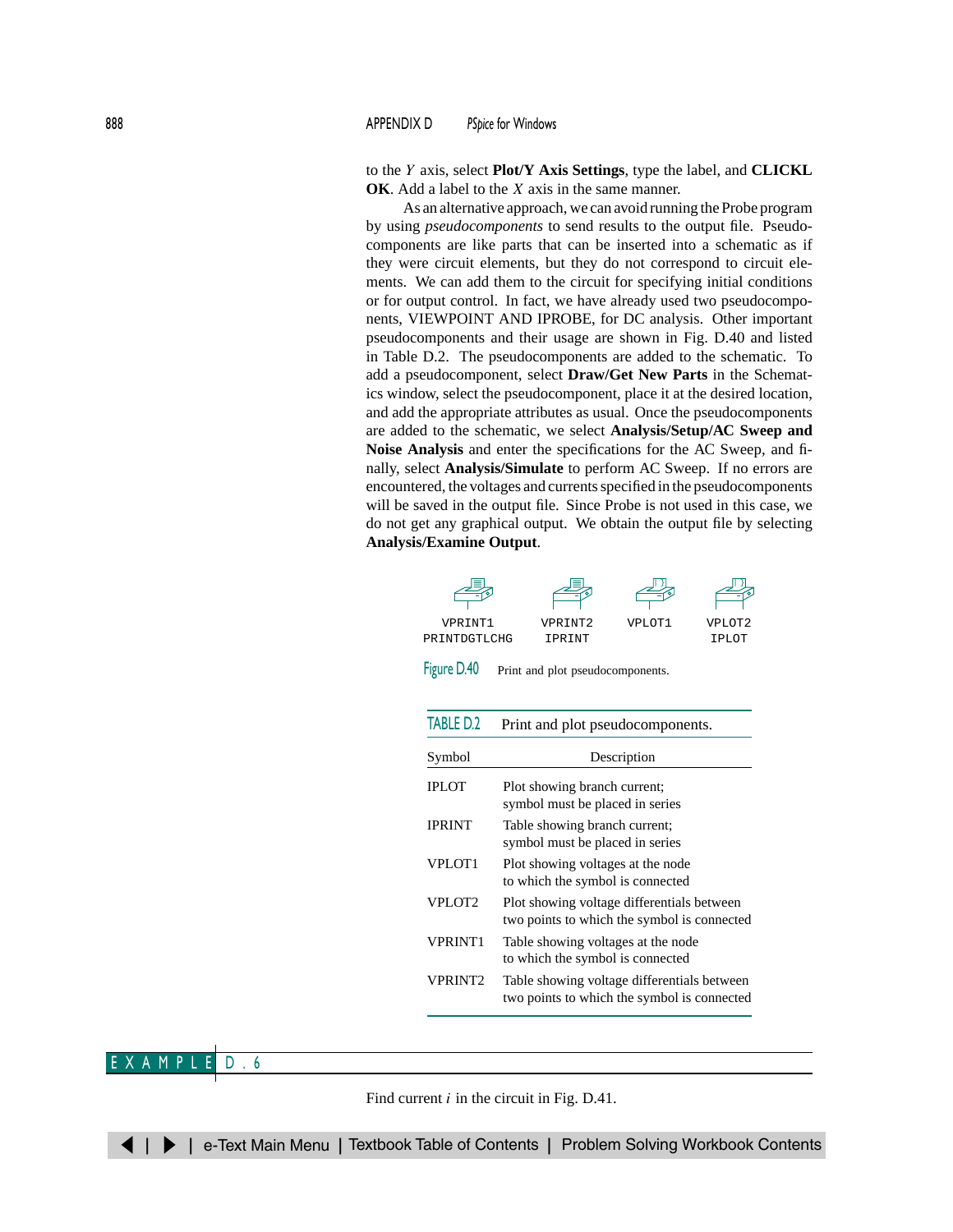to the $Y$ axis, select **Plot/Y Axis Settings**, type the label, and **CLICKL OK**. Add a label to the $X$ axis in the same manner.

As an alternative approach, we can avoid running the Probe program by using *pseudocomponents* to send results to the output file. Pseudocomponents are like parts that can be inserted into a schematic as if they were circuit elements, but they do not correspond to circuit elements. We can add them to the circuit for specifying initial conditions or for output control. In fact, we have already used two pseudocomponents, VIEWPOINT AND IPROBE, for DC analysis. Other important pseudocomponents and their usage are shown in Fig. D.40 and listed in Table D.2. The pseudocomponents are added to the schematic. To add a pseudocomponent, select **Draw/Get New Parts** in the Schematics window, select the pseudocomponent, place it at the desired location, and add the appropriate attributes as usual. Once the pseudocomponents are added to the schematic, we select **Analysis/Setup/AC Sweep and Noise Analysis** and enter the specifications for the AC Sweep, and finally, select **Analysis/Simulate** to perform AC Sweep. If no errors are encountered, the voltages and currents specified in the pseudocomponents will be saved in the output file. Since Probe is not used in this case, we do not get any graphical output. We obtain the output file by selecting **Analysis/Examine Output**.

VPRINT1 PRINTDGTLCHG — VPRINT2 IPRINT — VPLOT1 — VPLOT2 IPLOT

Figure D.40 Print and plot pseudocomponents.

TABLE D.2 Print and plot pseudocomponents.

| Symbol | Description |
|---|---|
| IPLOT | Plot showing branch current; symbol must be placed in series |
| IPRINT | Table showing branch current; symbol must be placed in series |
| VPLOT1 | Plot showing voltages at the node to which the symbol is connected |
| VPLOT2 | Plot showing voltage differentials between two points to which the symbol is connected |
| VPRINT1 | Table showing voltages at the node to which the symbol is connected |
| VPRINT2 | Table showing voltage differentials between two points to which the symbol is connected |

## EXAMPLE D.6

Find current $i$ in the circuit in Fig. D.41.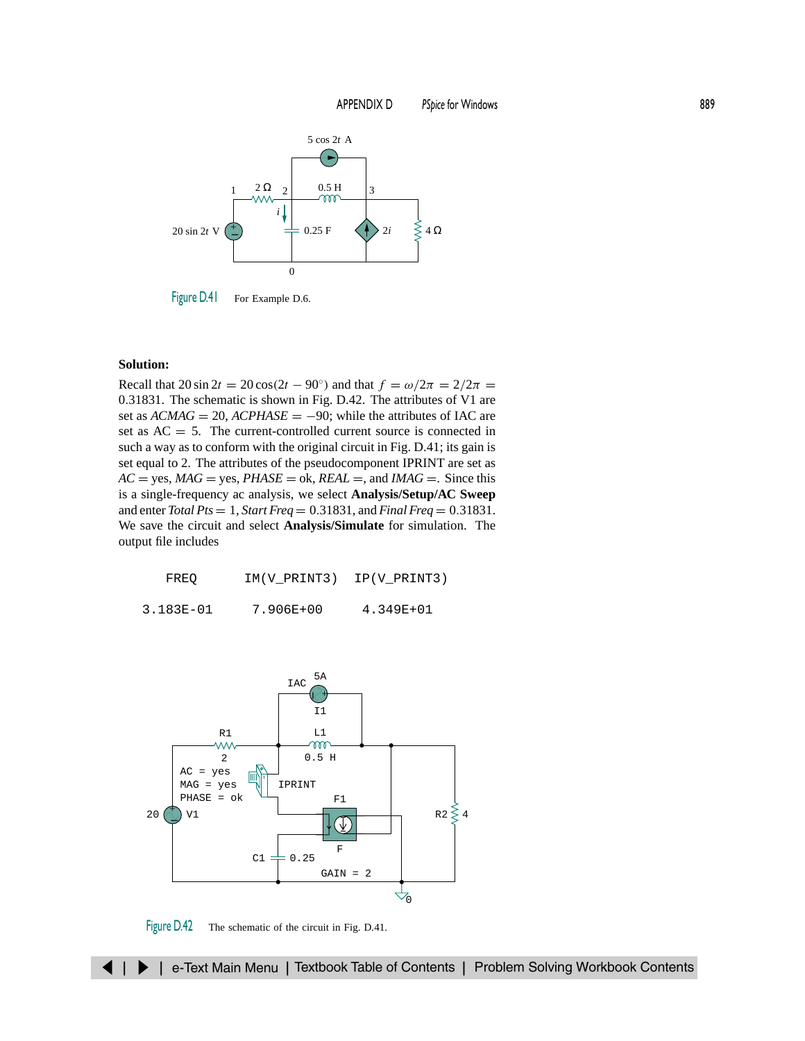Figure D.41 For Example D.6.

**Solution:**

Recall that $20 \sin 2t = 20 \cos(2t - 90^\circ)$ and that $f = \omega/2\pi = 2/2\pi = 0.31831$. The schematic is shown in Fig. D.42. The attributes of V1 are set as *ACMAG* = 20, *ACPHASE* = −90; while the attributes of IAC are set as AC = 5. The current-controlled current source is connected in such a way as to conform with the original circuit in Fig. D.41; its gain is set equal to 2. The attributes of the pseudocomponent IPRINT are set as *AC* = yes, *MAG* = yes, *PHASE* = ok, *REAL* =, and *IMAG* =. Since this is a single-frequency ac analysis, we select **Analysis/Setup/AC Sweep** and enter *Total Pts* = 1, *Start Freq* = 0.31831, and *Final Freq* = 0.31831. We save the circuit and select **Analysis/Simulate** for simulation. The output file includes

```
     FREQ        IM(V_PRINT3)  IP(V_PRINT3)

  3.183E-01       7.906E+00      4.349E+01
```

Figure D.42 The schematic of the circuit in Fig. D.41.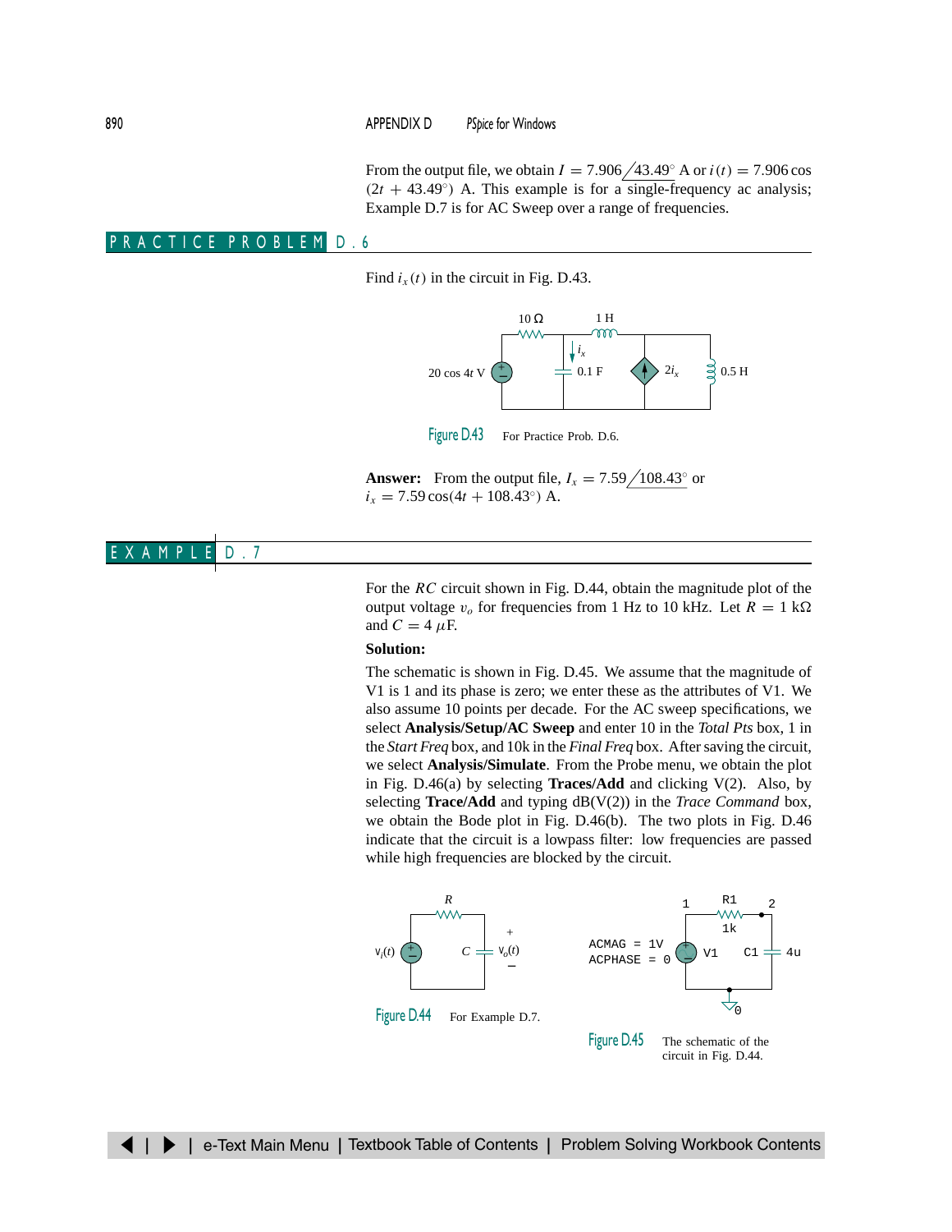From the output file, we obtain $I = 7.906\angle 43.49^\circ$ A or $i(t) = 7.906 \cos(2t + 43.49^\circ)$ A. This example is for a single-frequency ac analysis; Example D.7 is for AC Sweep over a range of frequencies.

## PRACTICE PROBLEM D.6

Find $i_x(t)$ in the circuit in Fig. D.43.

Figure D.43 For Practice Prob. D.6.

**Answer:** From the output file, $I_x = 7.59\angle 108.43^\circ$ or $i_x = 7.59 \cos(4t + 108.43^\circ)$ A.

## EXAMPLE D.7

For the $RC$ circuit shown in Fig. D.44, obtain the magnitude plot of the output voltage $v_o$ for frequencies from 1 Hz to 10 kHz. Let $R = 1$ kΩ and $C = 4\,\mu$F.

**Solution:**

The schematic is shown in Fig. D.45. We assume that the magnitude of V1 is 1 and its phase is zero; we enter these as the attributes of V1. We also assume 10 points per decade. For the AC sweep specifications, we select **Analysis/Setup/AC Sweep** and enter 10 in the *Total Pts* box, 1 in the *Start Freq* box, and 10k in the *Final Freq* box. After saving the circuit, we select **Analysis/Simulate**. From the Probe menu, we obtain the plot in Fig. D.46(a) by selecting **Traces/Add** and clicking V(2). Also, by selecting **Trace/Add** and typing dB(V(2)) in the *Trace Command* box, we obtain the Bode plot in Fig. D.46(b). The two plots in Fig. D.46 indicate that the circuit is a lowpass filter: low frequencies are passed while high frequencies are blocked by the circuit.

Figure D.44 For Example D.7.

Figure D.45 The schematic of the circuit in Fig. D.44.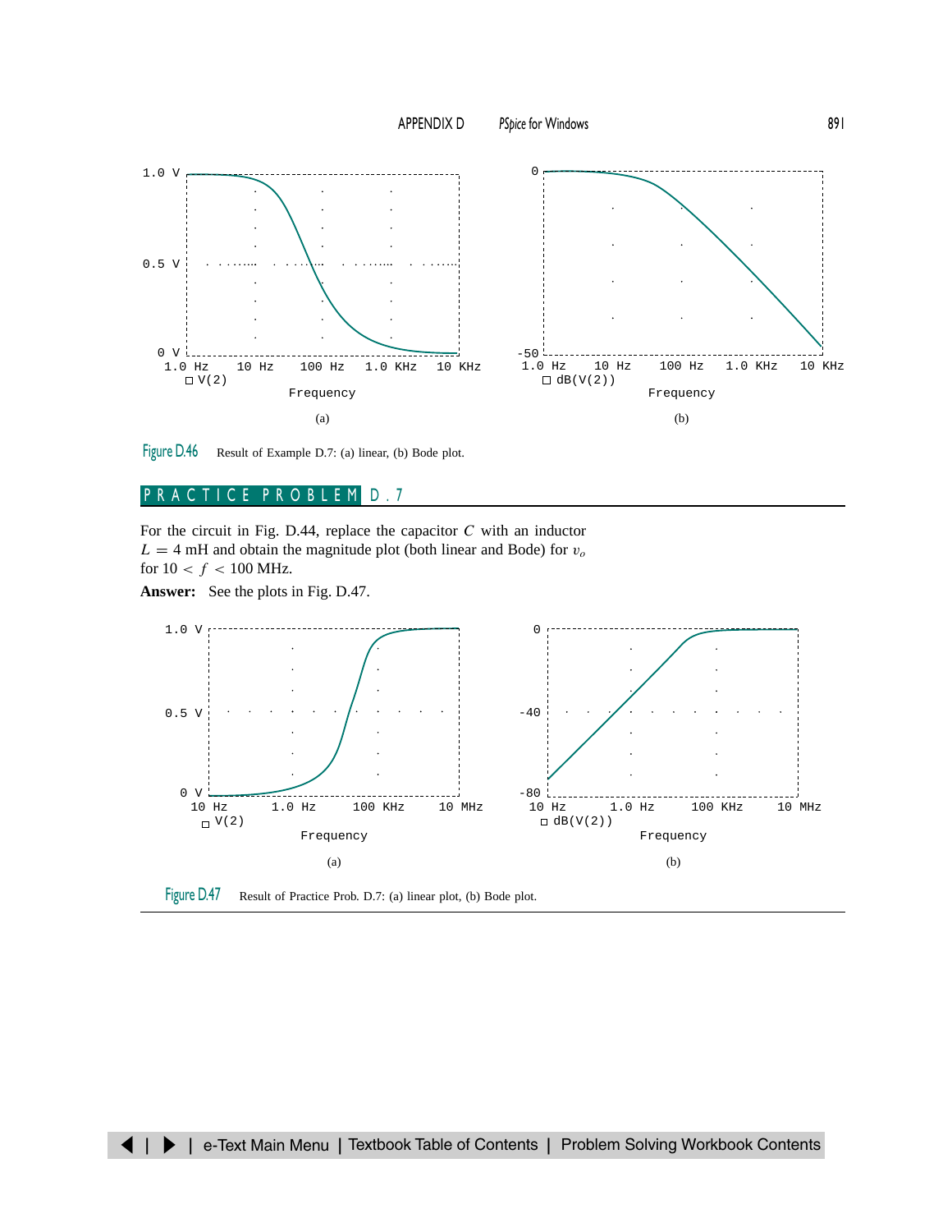1.0 V

0.5 V

0 V

1.0 Hz 10 Hz 100 Hz 1.0 KHz 10 KHz

□ V(2)

Frequency

(a)

0

-50

1.0 Hz 10 Hz 100 Hz 1.0 KHz 10 KHz

□ dB(V(2))

Frequency

(b)

Figure D.46 Result of Example D.7: (a) linear, (b) Bode plot.

## PRACTICE PROBLEM D.7

For the circuit in Fig. D.44, replace the capacitor $C$ with an inductor $L = 4$ mH and obtain the magnitude plot (both linear and Bode) for $v_o$ for $10 < f < 100$ MHz.

**Answer:** See the plots in Fig. D.47.

1.0 V

0.5 V

0 V

10 Hz 1.0 Hz 100 KHz 10 MHz

□ V(2)

Frequency

(a)

0

-40

-80

10 Hz 1.0 Hz 100 KHz 10 MHz

□ dB(V(2))

Frequency

(b)

Figure D.47 Result of Practice Prob. D.7: (a) linear plot, (b) Bode plot.